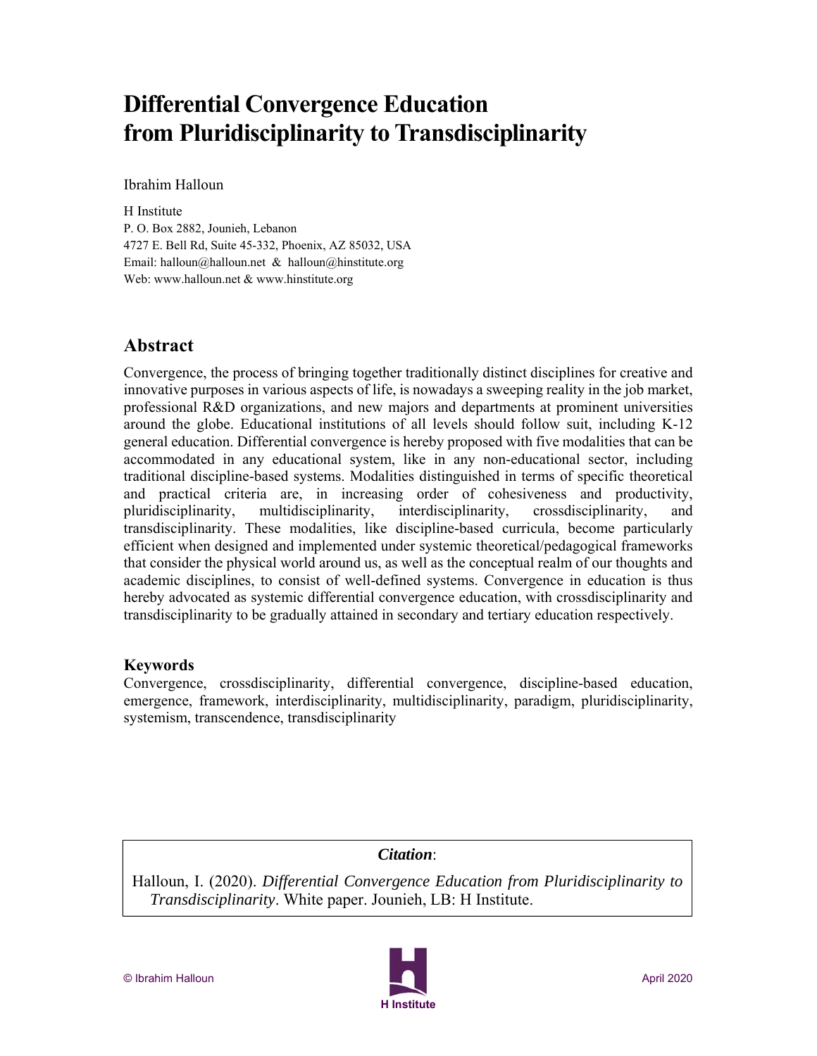# Differential Convergence Education from Pluridisciplinarity to Transdisciplinarity

Ibrahim Halloun

H Institute
P. O. Box 2882, Jounieh, Lebanon
4727 E. Bell Rd, Suite 45-332, Phoenix, AZ 85032, USA
Email: halloun@halloun.net & halloun@hinstitute.org
Web: www.halloun.net & www.hinstitute.org

## Abstract

Convergence, the process of bringing together traditionally distinct disciplines for creative and innovative purposes in various aspects of life, is nowadays a sweeping reality in the job market, professional R&D organizations, and new majors and departments at prominent universities around the globe. Educational institutions of all levels should follow suit, including K-12 general education. Differential convergence is hereby proposed with five modalities that can be accommodated in any educational system, like in any non-educational sector, including traditional discipline-based systems. Modalities distinguished in terms of specific theoretical and practical criteria are, in increasing order of cohesiveness and productivity, pluridisciplinarity, multidisciplinarity, interdisciplinarity, crossdisciplinarity, and transdisciplinarity. These modalities, like discipline-based curricula, become particularly efficient when designed and implemented under systemic theoretical/pedagogical frameworks that consider the physical world around us, as well as the conceptual realm of our thoughts and academic disciplines, to consist of well-defined systems. Convergence in education is thus hereby advocated as systemic differential convergence education, with crossdisciplinarity and transdisciplinarity to be gradually attained in secondary and tertiary education respectively.

### Keywords

Convergence, crossdisciplinarity, differential convergence, discipline-based education, emergence, framework, interdisciplinarity, multidisciplinarity, paradigm, pluridisciplinarity, systemism, transcendence, transdisciplinarity

***Citation***:

Halloun, I. (2020). *Differential Convergence Education from Pluridisciplinarity to Transdisciplinarity*. White paper. Jounieh, LB: H Institute.

© Ibrahim Halloun

April 2020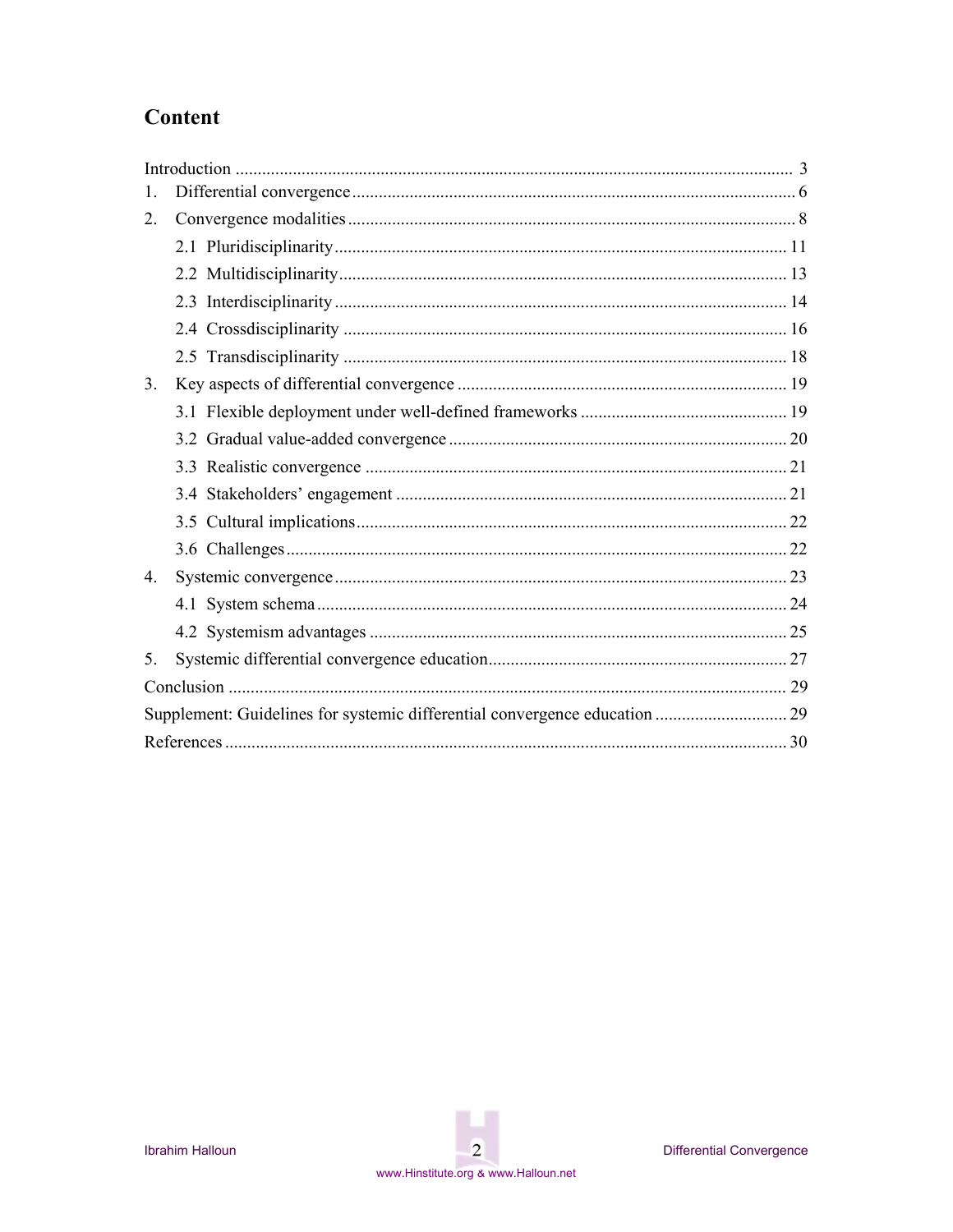# Content

Introduction ..... 3

1. Differential convergence ..... 6
2. Convergence modalities ..... 8
   - 2.1 Pluridisciplinarity ..... 11
   - 2.2 Multidisciplinarity ..... 13
   - 2.3 Interdisciplinarity ..... 14
   - 2.4 Crossdisciplinarity ..... 16
   - 2.5 Transdisciplinarity ..... 18
3. Key aspects of differential convergence ..... 19
   - 3.1 Flexible deployment under well-defined frameworks ..... 19
   - 3.2 Gradual value-added convergence ..... 20
   - 3.3 Realistic convergence ..... 21
   - 3.4 Stakeholders' engagement ..... 21
   - 3.5 Cultural implications ..... 22
   - 3.6 Challenges ..... 22
4. Systemic convergence ..... 23
   - 4.1 System schema ..... 24
   - 4.2 Systemism advantages ..... 25
5. Systemic differential convergence education ..... 27

Conclusion ..... 29

Supplement: Guidelines for systemic differential convergence education ..... 29

References ..... 30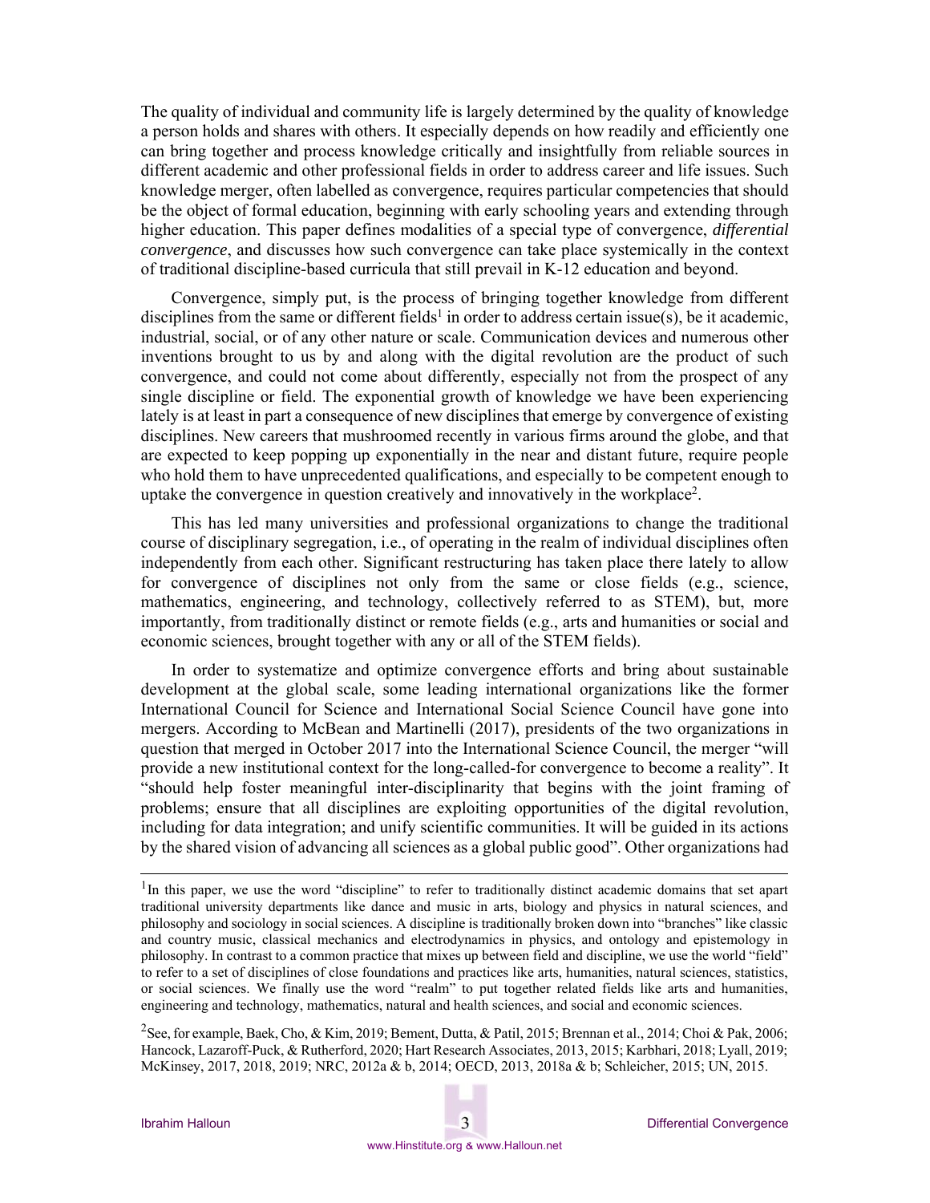The quality of individual and community life is largely determined by the quality of knowledge a person holds and shares with others. It especially depends on how readily and efficiently one can bring together and process knowledge critically and insightfully from reliable sources in different academic and other professional fields in order to address career and life issues. Such knowledge merger, often labelled as convergence, requires particular competencies that should be the object of formal education, beginning with early schooling years and extending through higher education. This paper defines modalities of a special type of convergence, *differential convergence*, and discusses how such convergence can take place systemically in the context of traditional discipline-based curricula that still prevail in K-12 education and beyond.

Convergence, simply put, is the process of bringing together knowledge from different disciplines from the same or different fields[1] in order to address certain issue(s), be it academic, industrial, social, or of any other nature or scale. Communication devices and numerous other inventions brought to us by and along with the digital revolution are the product of such convergence, and could not come about differently, especially not from the prospect of any single discipline or field. The exponential growth of knowledge we have been experiencing lately is at least in part a consequence of new disciplines that emerge by convergence of existing disciplines. New careers that mushroomed recently in various firms around the globe, and that are expected to keep popping up exponentially in the near and distant future, require people who hold them to have unprecedented qualifications, and especially to be competent enough to uptake the convergence in question creatively and innovatively in the workplace[2].

This has led many universities and professional organizations to change the traditional course of disciplinary segregation, i.e., of operating in the realm of individual disciplines often independently from each other. Significant restructuring has taken place there lately to allow for convergence of disciplines not only from the same or close fields (e.g., science, mathematics, engineering, and technology, collectively referred to as STEM), but, more importantly, from traditionally distinct or remote fields (e.g., arts and humanities or social and economic sciences, brought together with any or all of the STEM fields).

In order to systematize and optimize convergence efforts and bring about sustainable development at the global scale, some leading international organizations like the former International Council for Science and International Social Science Council have gone into mergers. According to McBean and Martinelli (2017), presidents of the two organizations in question that merged in October 2017 into the International Science Council, the merger "will provide a new institutional context for the long-called-for convergence to become a reality". It "should help foster meaningful inter-disciplinarity that begins with the joint framing of problems; ensure that all disciplines are exploiting opportunities of the digital revolution, including for data integration; and unify scientific communities. It will be guided in its actions by the shared vision of advancing all sciences as a global public good". Other organizations had

---

[1] In this paper, we use the word "discipline" to refer to traditionally distinct academic domains that set apart traditional university departments like dance and music in arts, biology and physics in natural sciences, and philosophy and sociology in social sciences. A discipline is traditionally broken down into "branches" like classic and country music, classical mechanics and electrodynamics in physics, and ontology and epistemology in philosophy. In contrast to a common practice that mixes up between field and discipline, we use the world "field" to refer to a set of disciplines of close foundations and practices like arts, humanities, natural sciences, statistics, or social sciences. We finally use the word "realm" to put together related fields like arts and humanities, engineering and technology, mathematics, natural and health sciences, and social and economic sciences.

[2] See, for example, Baek, Cho, & Kim, 2019; Bement, Dutta, & Patil, 2015; Brennan et al., 2014; Choi & Pak, 2006; Hancock, Lazaroff-Puck, & Rutherford, 2020; Hart Research Associates, 2013, 2015; Karbhari, 2018; Lyall, 2019; McKinsey, 2017, 2018, 2019; NRC, 2012a & b, 2014; OECD, 2013, 2018a & b; Schleicher, 2015; UN, 2015.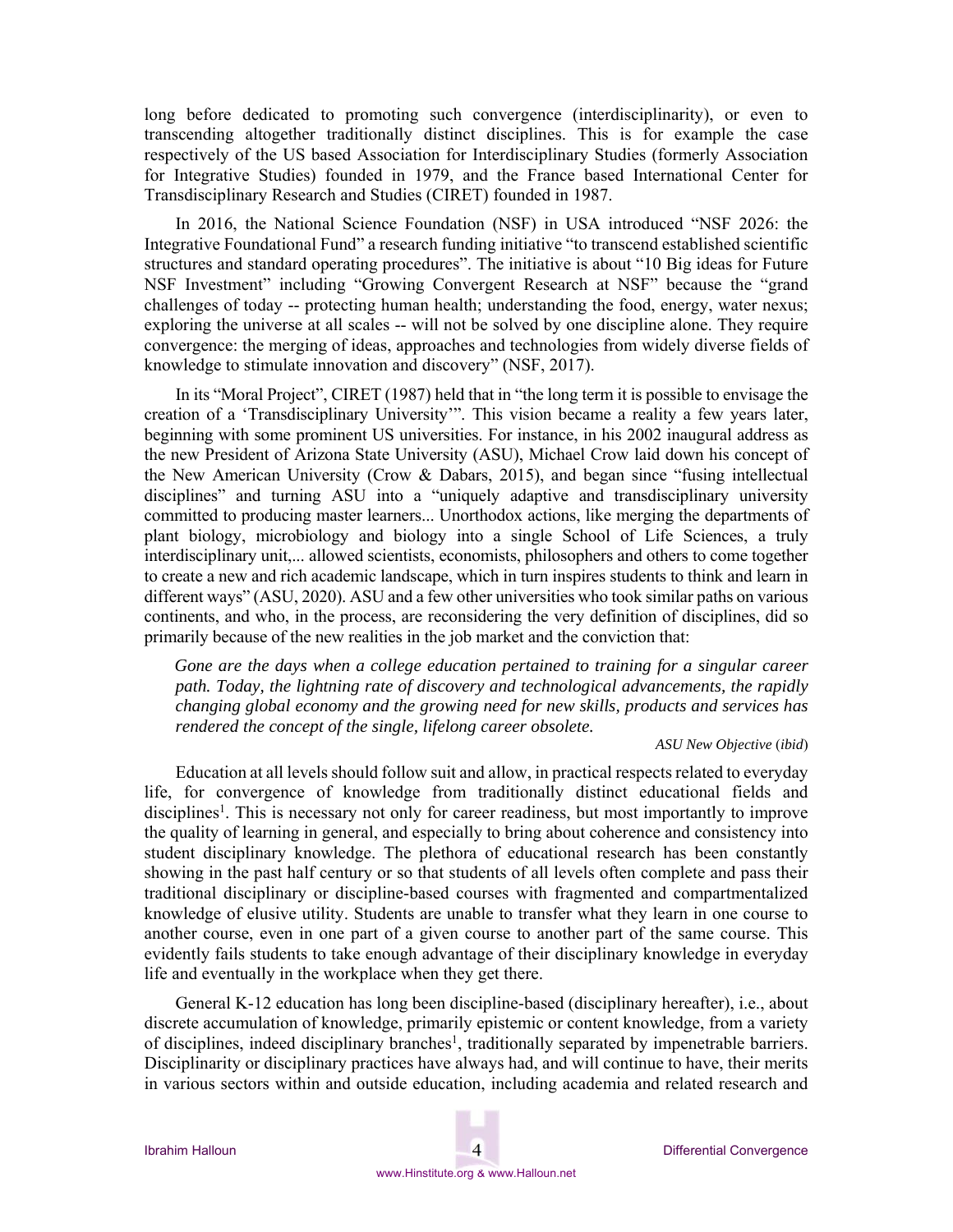long before dedicated to promoting such convergence (interdisciplinarity), or even to transcending altogether traditionally distinct disciplines. This is for example the case respectively of the US based Association for Interdisciplinary Studies (formerly Association for Integrative Studies) founded in 1979, and the France based International Center for Transdisciplinary Research and Studies (CIRET) founded in 1987.

In 2016, the National Science Foundation (NSF) in USA introduced "NSF 2026: the Integrative Foundational Fund" a research funding initiative "to transcend established scientific structures and standard operating procedures". The initiative is about "10 Big ideas for Future NSF Investment" including "Growing Convergent Research at NSF" because the "grand challenges of today -- protecting human health; understanding the food, energy, water nexus; exploring the universe at all scales -- will not be solved by one discipline alone. They require convergence: the merging of ideas, approaches and technologies from widely diverse fields of knowledge to stimulate innovation and discovery" (NSF, 2017).

In its "Moral Project", CIRET (1987) held that in "the long term it is possible to envisage the creation of a 'Transdisciplinary University'". This vision became a reality a few years later, beginning with some prominent US universities. For instance, in his 2002 inaugural address as the new President of Arizona State University (ASU), Michael Crow laid down his concept of the New American University (Crow & Dabars, 2015), and began since "fusing intellectual disciplines" and turning ASU into a "uniquely adaptive and transdisciplinary university committed to producing master learners... Unorthodox actions, like merging the departments of plant biology, microbiology and biology into a single School of Life Sciences, a truly interdisciplinary unit,... allowed scientists, economists, philosophers and others to come together to create a new and rich academic landscape, which in turn inspires students to think and learn in different ways" (ASU, 2020). ASU and a few other universities who took similar paths on various continents, and who, in the process, are reconsidering the very definition of disciplines, did so primarily because of the new realities in the job market and the conviction that:

> *Gone are the days when a college education pertained to training for a singular career path. Today, the lightning rate of discovery and technological advancements, the rapidly changing global economy and the growing need for new skills, products and services has rendered the concept of the single, lifelong career obsolete.*
>
> *ASU New Objective* (*ibid*)

Education at all levels should follow suit and allow, in practical respects related to everyday life, for convergence of knowledge from traditionally distinct educational fields and disciplines[1]. This is necessary not only for career readiness, but most importantly to improve the quality of learning in general, and especially to bring about coherence and consistency into student disciplinary knowledge. The plethora of educational research has been constantly showing in the past half century or so that students of all levels often complete and pass their traditional disciplinary or discipline-based courses with fragmented and compartmentalized knowledge of elusive utility. Students are unable to transfer what they learn in one course to another course, even in one part of a given course to another part of the same course. This evidently fails students to take enough advantage of their disciplinary knowledge in everyday life and eventually in the workplace when they get there.

General K-12 education has long been discipline-based (disciplinary hereafter), i.e., about discrete accumulation of knowledge, primarily epistemic or content knowledge, from a variety of disciplines, indeed disciplinary branches[1], traditionally separated by impenetrable barriers. Disciplinarity or disciplinary practices have always had, and will continue to have, their merits in various sectors within and outside education, including academia and related research and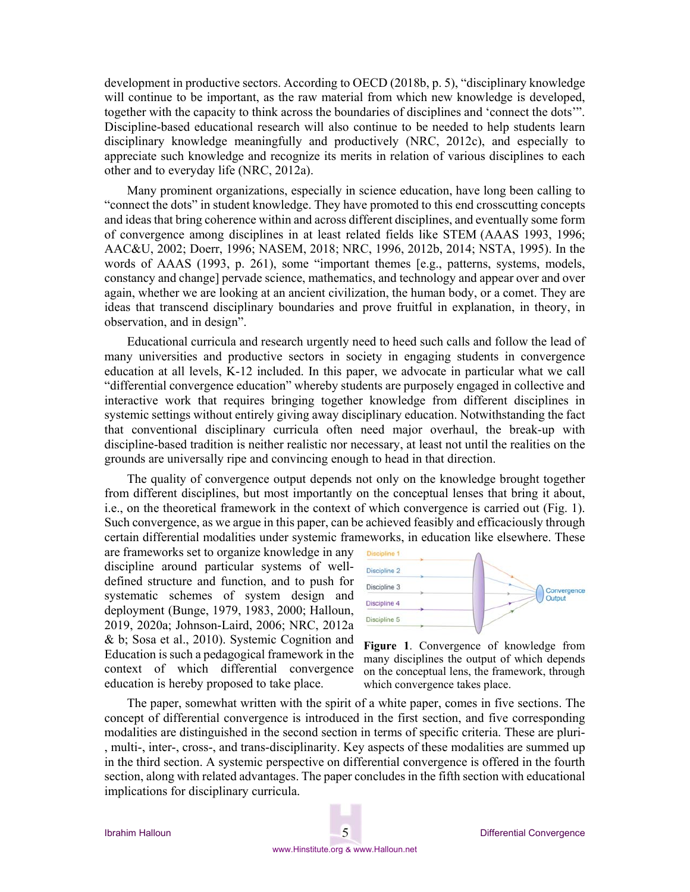development in productive sectors. According to OECD (2018b, p. 5), "disciplinary knowledge will continue to be important, as the raw material from which new knowledge is developed, together with the capacity to think across the boundaries of disciplines and 'connect the dots'". Discipline-based educational research will also continue to be needed to help students learn disciplinary knowledge meaningfully and productively (NRC, 2012c), and especially to appreciate such knowledge and recognize its merits in relation of various disciplines to each other and to everyday life (NRC, 2012a).

Many prominent organizations, especially in science education, have long been calling to "connect the dots" in student knowledge. They have promoted to this end crosscutting concepts and ideas that bring coherence within and across different disciplines, and eventually some form of convergence among disciplines in at least related fields like STEM (AAAS 1993, 1996; AAC&U, 2002; Doerr, 1996; NASEM, 2018; NRC, 1996, 2012b, 2014; NSTA, 1995). In the words of AAAS (1993, p. 261), some "important themes [e.g., patterns, systems, models, constancy and change] pervade science, mathematics, and technology and appear over and over again, whether we are looking at an ancient civilization, the human body, or a comet. They are ideas that transcend disciplinary boundaries and prove fruitful in explanation, in theory, in observation, and in design".

Educational curricula and research urgently need to heed such calls and follow the lead of many universities and productive sectors in society in engaging students in convergence education at all levels, K-12 included. In this paper, we advocate in particular what we call "differential convergence education" whereby students are purposely engaged in collective and interactive work that requires bringing together knowledge from different disciplines in systemic settings without entirely giving away disciplinary education. Notwithstanding the fact that conventional disciplinary curricula often need major overhaul, the break-up with discipline-based tradition is neither realistic nor necessary, at least not until the realities on the grounds are universally ripe and convincing enough to head in that direction.

The quality of convergence output depends not only on the knowledge brought together from different disciplines, but most importantly on the conceptual lenses that bring it about, i.e., on the theoretical framework in the context of which convergence is carried out (Fig. 1). Such convergence, as we argue in this paper, can be achieved feasibly and efficaciously through certain differential modalities under systemic frameworks, in education like elsewhere. These are frameworks set to organize knowledge in any discipline around particular systems of well-defined structure and function, and to push for systematic schemes of system design and deployment (Bunge, 1979, 1983, 2000; Halloun, 2019, 2020a; Johnson-Laird, 2006; NRC, 2012a & b; Sosa et al., 2010). Systemic Cognition and Education is such a pedagogical framework in the context of which differential convergence education is hereby proposed to take place.

**Figure 1**. Convergence of knowledge from many disciplines the output of which depends on the conceptual lens, the framework, through which convergence takes place.

The paper, somewhat written with the spirit of a white paper, comes in five sections. The concept of differential convergence is introduced in the first section, and five corresponding modalities are distinguished in the second section in terms of specific criteria. These are pluri-, multi-, inter-, cross-, and trans-disciplinarity. Key aspects of these modalities are summed up in the third section. A systemic perspective on differential convergence is offered in the fourth section, along with related advantages. The paper concludes in the fifth section with educational implications for disciplinary curricula.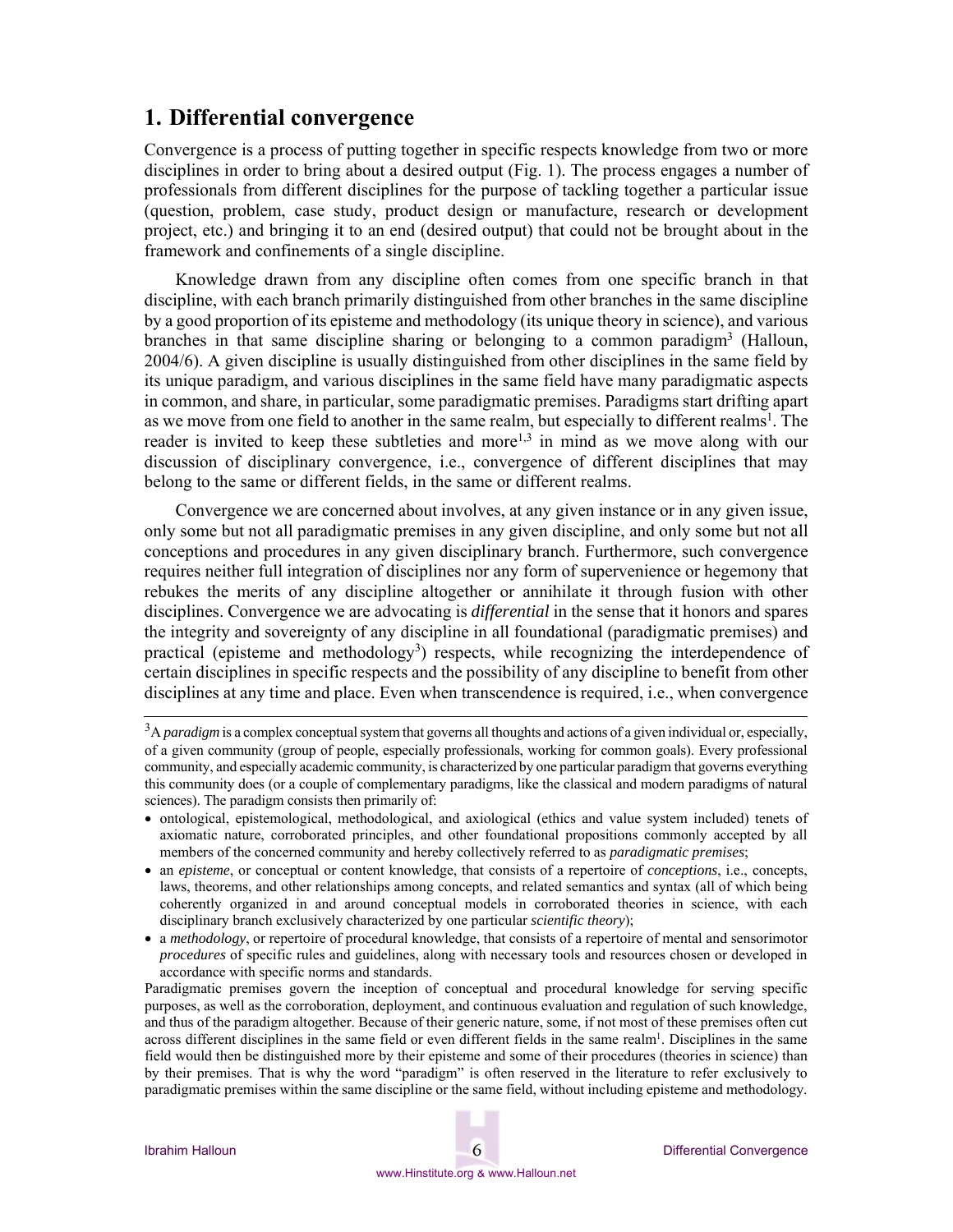# 1. Differential convergence

Convergence is a process of putting together in specific respects knowledge from two or more disciplines in order to bring about a desired output (Fig. 1). The process engages a number of professionals from different disciplines for the purpose of tackling together a particular issue (question, problem, case study, product design or manufacture, research or development project, etc.) and bringing it to an end (desired output) that could not be brought about in the framework and confinements of a single discipline.

Knowledge drawn from any discipline often comes from one specific branch in that discipline, with each branch primarily distinguished from other branches in the same discipline by a good proportion of its episteme and methodology (its unique theory in science), and various branches in that same discipline sharing or belonging to a common paradigm[3] (Halloun, 2004/6). A given discipline is usually distinguished from other disciplines in the same field by its unique paradigm, and various disciplines in the same field have many paradigmatic aspects in common, and share, in particular, some paradigmatic premises. Paradigms start drifting apart as we move from one field to another in the same realm, but especially to different realms[1]. The reader is invited to keep these subtleties and more[1,3] in mind as we move along with our discussion of disciplinary convergence, i.e., convergence of different disciplines that may belong to the same or different fields, in the same or different realms.

Convergence we are concerned about involves, at any given instance or in any given issue, only some but not all paradigmatic premises in any given discipline, and only some but not all conceptions and procedures in any given disciplinary branch. Furthermore, such convergence requires neither full integration of disciplines nor any form of supervenience or hegemony that rebukes the merits of any discipline altogether or annihilate it through fusion with other disciplines. Convergence we are advocating is *differential* in the sense that it honors and spares the integrity and sovereignty of any discipline in all foundational (paradigmatic premises) and practical (episteme and methodology[3]) respects, while recognizing the interdependence of certain disciplines in specific respects and the possibility of any discipline to benefit from other disciplines at any time and place. Even when transcendence is required, i.e., when convergence

---

[3]A *paradigm* is a complex conceptual system that governs all thoughts and actions of a given individual or, especially, of a given community (group of people, especially professionals, working for common goals). Every professional community, and especially academic community, is characterized by one particular paradigm that governs everything this community does (or a couple of complementary paradigms, like the classical and modern paradigms of natural sciences). The paradigm consists then primarily of:

- ontological, epistemological, methodological, and axiological (ethics and value system included) tenets of axiomatic nature, corroborated principles, and other foundational propositions commonly accepted by all members of the concerned community and hereby collectively referred to as *paradigmatic premises*;
- an *episteme*, or conceptual or content knowledge, that consists of a repertoire of *conceptions*, i.e., concepts, laws, theorems, and other relationships among concepts, and related semantics and syntax (all of which being coherently organized in and around conceptual models in corroborated theories in science, with each disciplinary branch exclusively characterized by one particular *scientific theory*);
- a *methodology*, or repertoire of procedural knowledge, that consists of a repertoire of mental and sensorimotor *procedures* of specific rules and guidelines, along with necessary tools and resources chosen or developed in accordance with specific norms and standards.

Paradigmatic premises govern the inception of conceptual and procedural knowledge for serving specific purposes, as well as the corroboration, deployment, and continuous evaluation and regulation of such knowledge, and thus of the paradigm altogether. Because of their generic nature, some, if not most of these premises often cut across different disciplines in the same field or even different fields in the same realm[1]. Disciplines in the same field would then be distinguished more by their episteme and some of their procedures (theories in science) than by their premises. That is why the word "paradigm" is often reserved in the literature to refer exclusively to paradigmatic premises within the same discipline or the same field, without including episteme and methodology.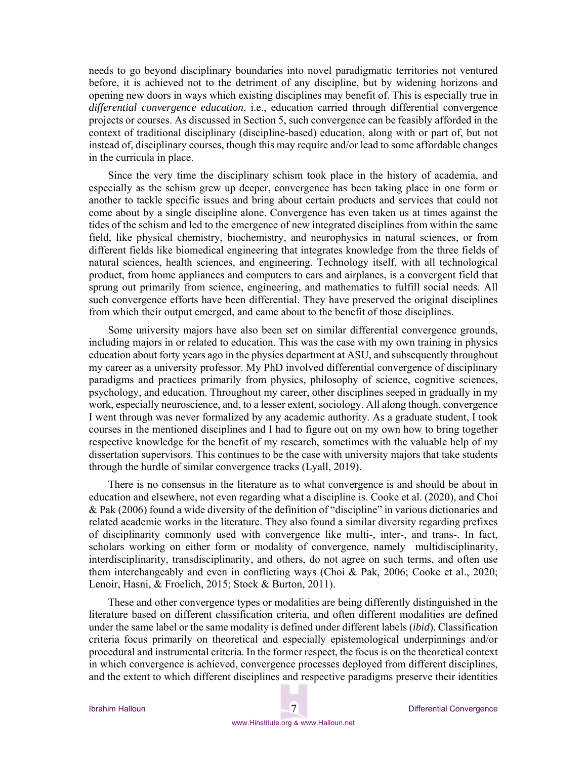needs to go beyond disciplinary boundaries into novel paradigmatic territories not ventured before, it is achieved not to the detriment of any discipline, but by widening horizons and opening new doors in ways which existing disciplines may benefit of. This is especially true in *differential convergence education*, i.e., education carried through differential convergence projects or courses. As discussed in Section 5, such convergence can be feasibly afforded in the context of traditional disciplinary (discipline-based) education, along with or part of, but not instead of, disciplinary courses, though this may require and/or lead to some affordable changes in the curricula in place.

Since the very time the disciplinary schism took place in the history of academia, and especially as the schism grew up deeper, convergence has been taking place in one form or another to tackle specific issues and bring about certain products and services that could not come about by a single discipline alone. Convergence has even taken us at times against the tides of the schism and led to the emergence of new integrated disciplines from within the same field, like physical chemistry, biochemistry, and neurophysics in natural sciences, or from different fields like biomedical engineering that integrates knowledge from the three fields of natural sciences, health sciences, and engineering. Technology itself, with all technological product, from home appliances and computers to cars and airplanes, is a convergent field that sprung out primarily from science, engineering, and mathematics to fulfill social needs. All such convergence efforts have been differential. They have preserved the original disciplines from which their output emerged, and came about to the benefit of those disciplines.

Some university majors have also been set on similar differential convergence grounds, including majors in or related to education. This was the case with my own training in physics education about forty years ago in the physics department at ASU, and subsequently throughout my career as a university professor. My PhD involved differential convergence of disciplinary paradigms and practices primarily from physics, philosophy of science, cognitive sciences, psychology, and education. Throughout my career, other disciplines seeped in gradually in my work, especially neuroscience, and, to a lesser extent, sociology. All along though, convergence I went through was never formalized by any academic authority. As a graduate student, I took courses in the mentioned disciplines and I had to figure out on my own how to bring together respective knowledge for the benefit of my research, sometimes with the valuable help of my dissertation supervisors. This continues to be the case with university majors that take students through the hurdle of similar convergence tracks (Lyall, 2019).

There is no consensus in the literature as to what convergence is and should be about in education and elsewhere, not even regarding what a discipline is. Cooke et al. (2020), and Choi & Pak (2006) found a wide diversity of the definition of "discipline" in various dictionaries and related academic works in the literature. They also found a similar diversity regarding prefixes of disciplinarity commonly used with convergence like multi-, inter-, and trans-. In fact, scholars working on either form or modality of convergence, namely multidisciplinarity, interdisciplinarity, transdisciplinarity, and others, do not agree on such terms, and often use them interchangeably and even in conflicting ways (Choi & Pak, 2006; Cooke et al., 2020; Lenoir, Hasni, & Froelich, 2015; Stock & Burton, 2011).

These and other convergence types or modalities are being differently distinguished in the literature based on different classification criteria, and often different modalities are defined under the same label or the same modality is defined under different labels (*ibid*). Classification criteria focus primarily on theoretical and especially epistemological underpinnings and/or procedural and instrumental criteria. In the former respect, the focus is on the theoretical context in which convergence is achieved, convergence processes deployed from different disciplines, and the extent to which different disciplines and respective paradigms preserve their identities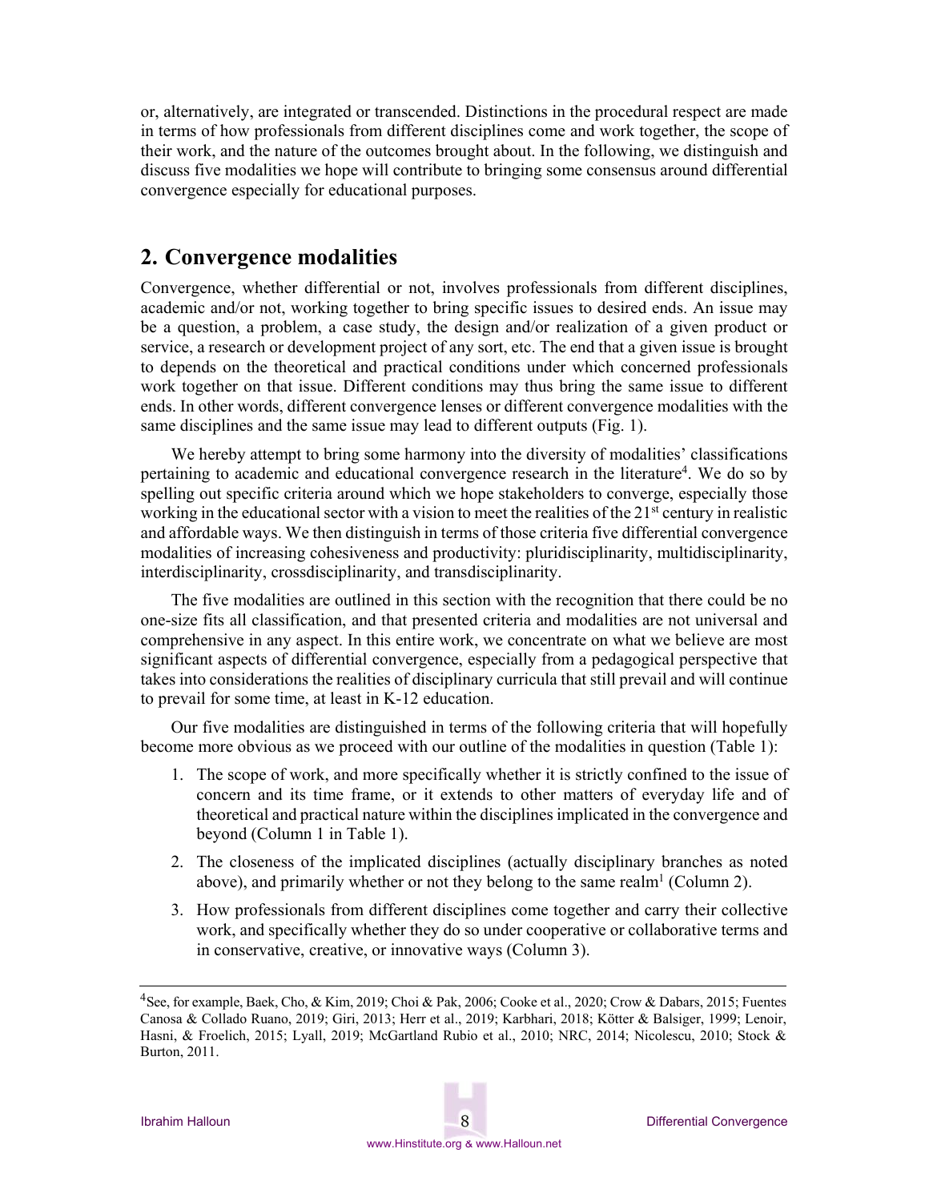or, alternatively, are integrated or transcended. Distinctions in the procedural respect are made in terms of how professionals from different disciplines come and work together, the scope of their work, and the nature of the outcomes brought about. In the following, we distinguish and discuss five modalities we hope will contribute to bringing some consensus around differential convergence especially for educational purposes.

## 2. Convergence modalities

Convergence, whether differential or not, involves professionals from different disciplines, academic and/or not, working together to bring specific issues to desired ends. An issue may be a question, a problem, a case study, the design and/or realization of a given product or service, a research or development project of any sort, etc. The end that a given issue is brought to depends on the theoretical and practical conditions under which concerned professionals work together on that issue. Different conditions may thus bring the same issue to different ends. In other words, different convergence lenses or different convergence modalities with the same disciplines and the same issue may lead to different outputs (Fig. 1).

We hereby attempt to bring some harmony into the diversity of modalities' classifications pertaining to academic and educational convergence research in the literature[4]. We do so by spelling out specific criteria around which we hope stakeholders to converge, especially those working in the educational sector with a vision to meet the realities of the 21st century in realistic and affordable ways. We then distinguish in terms of those criteria five differential convergence modalities of increasing cohesiveness and productivity: pluridisciplinarity, multidisciplinarity, interdisciplinarity, crossdisciplinarity, and transdisciplinarity.

The five modalities are outlined in this section with the recognition that there could be no one-size fits all classification, and that presented criteria and modalities are not universal and comprehensive in any aspect. In this entire work, we concentrate on what we believe are most significant aspects of differential convergence, especially from a pedagogical perspective that takes into considerations the realities of disciplinary curricula that still prevail and will continue to prevail for some time, at least in K-12 education.

Our five modalities are distinguished in terms of the following criteria that will hopefully become more obvious as we proceed with our outline of the modalities in question (Table 1):

1. The scope of work, and more specifically whether it is strictly confined to the issue of concern and its time frame, or it extends to other matters of everyday life and of theoretical and practical nature within the disciplines implicated in the convergence and beyond (Column 1 in Table 1).
2. The closeness of the implicated disciplines (actually disciplinary branches as noted above), and primarily whether or not they belong to the same realm[1] (Column 2).
3. How professionals from different disciplines come together and carry their collective work, and specifically whether they do so under cooperative or collaborative terms and in conservative, creative, or innovative ways (Column 3).

---

[4] See, for example, Baek, Cho, & Kim, 2019; Choi & Pak, 2006; Cooke et al., 2020; Crow & Dabars, 2015; Fuentes Canosa & Collado Ruano, 2019; Giri, 2013; Herr et al., 2019; Karbhari, 2018; Kötter & Balsiger, 1999; Lenoir, Hasni, & Froelich, 2015; Lyall, 2019; McGartland Rubio et al., 2010; NRC, 2014; Nicolescu, 2010; Stock & Burton, 2011.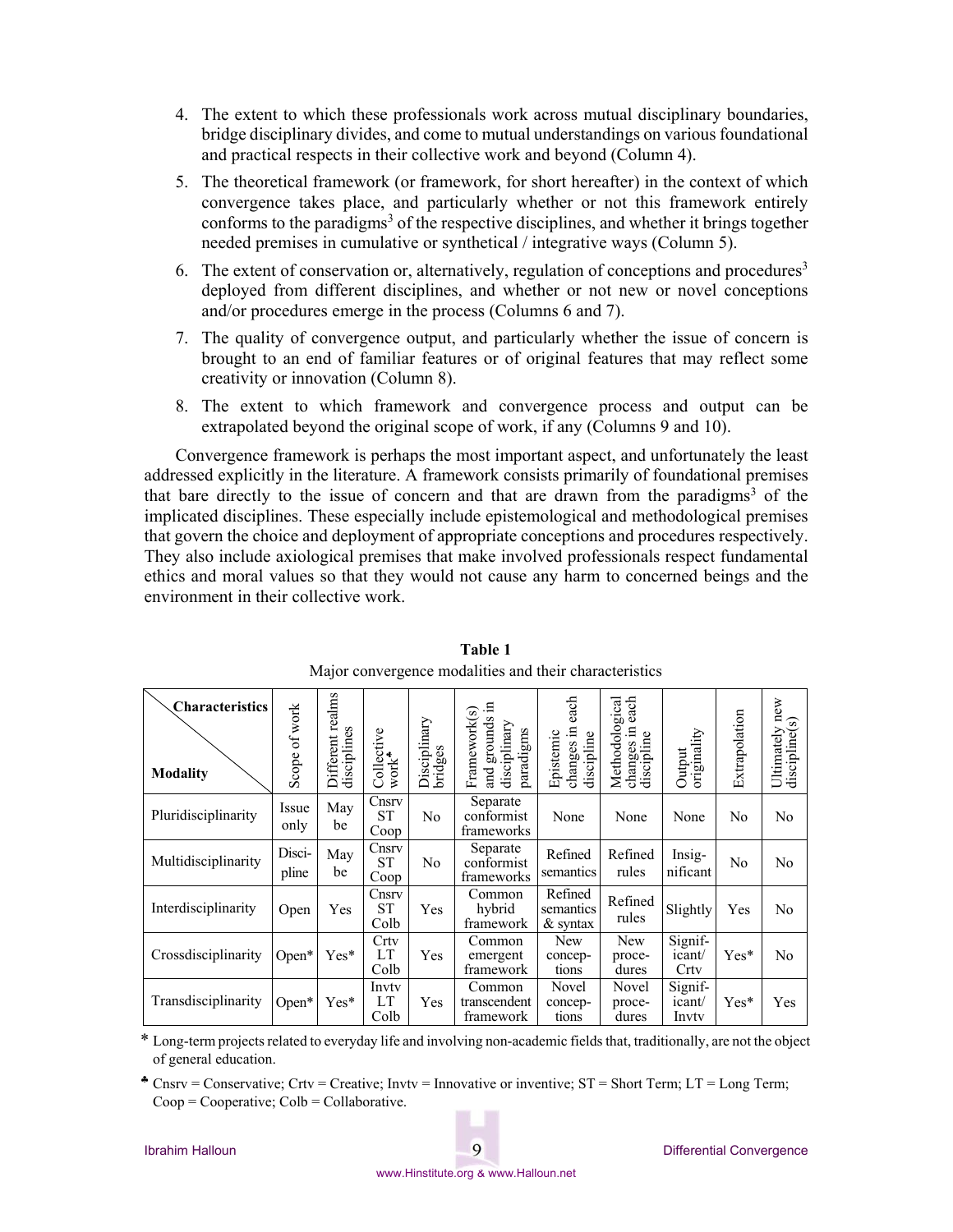4. The extent to which these professionals work across mutual disciplinary boundaries, bridge disciplinary divides, and come to mutual understandings on various foundational and practical respects in their collective work and beyond (Column 4).
5. The theoretical framework (or framework, for short hereafter) in the context of which convergence takes place, and particularly whether or not this framework entirely conforms to the paradigms[3] of the respective disciplines, and whether it brings together needed premises in cumulative or synthetical / integrative ways (Column 5).
6. The extent of conservation or, alternatively, regulation of conceptions and procedures[3] deployed from different disciplines, and whether or not new or novel conceptions and/or procedures emerge in the process (Columns 6 and 7).
7. The quality of convergence output, and particularly whether the issue of concern is brought to an end of familiar features or of original features that may reflect some creativity or innovation (Column 8).
8. The extent to which framework and convergence process and output can be extrapolated beyond the original scope of work, if any (Columns 9 and 10).

Convergence framework is perhaps the most important aspect, and unfortunately the least addressed explicitly in the literature. A framework consists primarily of foundational premises that bare directly to the issue of concern and that are drawn from the paradigms[3] of the implicated disciplines. These especially include epistemological and methodological premises that govern the choice and deployment of appropriate conceptions and procedures respectively. They also include axiological premises that make involved professionals respect fundamental ethics and moral values so that they would not cause any harm to concerned beings and the environment in their collective work.

**Table 1**

Major convergence modalities and their characteristics

| Modality \ Characteristics | Scope of work | Different realms disciplines | Collective work♣ | Disciplinary bridges | Framework(s) and grounds in disciplinary paradigms | Epistemic changes in each discipline | Methodological changes in each discipline | Output originality | Extrapolation | Ultimately new discipline(s) |
|---|---|---|---|---|---|---|---|---|---|---|
| Pluridisciplinarity | Issue only | May be | Cnsrv ST Coop | No | Separate conformist frameworks | None | None | None | No | No |
| Multidisciplinarity | Disci-pline | May be | Cnsrv ST Coop | No | Separate conformist frameworks | Refined semantics | Refined rules | Insig-nificant | No | No |
| Interdisciplinarity | Open | Yes | Cnsrv ST Colb | Yes | Common hybrid framework | Refined semantics & syntax | Refined rules | Slightly | Yes | No |
| Crossdisciplinarity | Open* | Yes* | Crtv LT Colb | Yes | Common emergent framework | New concep-tions | New proce-dures | Signif-icant/ Crtv | Yes* | No |
| Transdisciplinarity | Open* | Yes* | Invtv LT Colb | Yes | Common transcendent framework | Novel concep-tions | Novel proce-dures | Signif-icant/ Invtv | Yes* | Yes |

\* Long-term projects related to everyday life and involving non-academic fields that, traditionally, are not the object of general education.

♣ Cnsrv = Conservative; Crtv = Creative; Invtv = Innovative or inventive; ST = Short Term; LT = Long Term; Coop = Cooperative; Colb = Collaborative.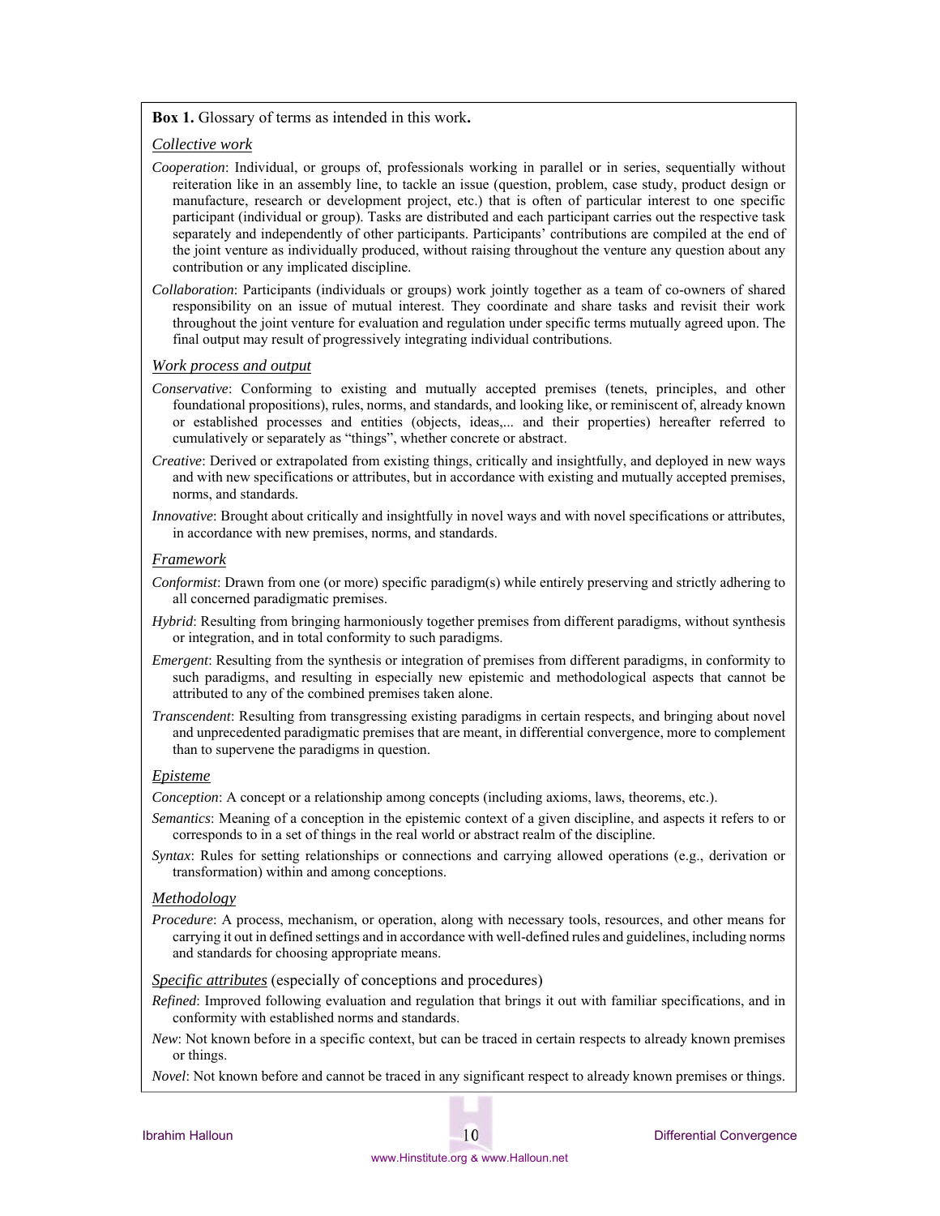**Box 1.** Glossary of terms as intended in this work**.**

_Collective work_

*Cooperation*: Individual, or groups of, professionals working in parallel or in series, sequentially without reiteration like in an assembly line, to tackle an issue (question, problem, case study, product design or manufacture, research or development project, etc.) that is often of particular interest to one specific participant (individual or group). Tasks are distributed and each participant carries out the respective task separately and independently of other participants. Participants' contributions are compiled at the end of the joint venture as individually produced, without raising throughout the venture any question about any contribution or any implicated discipline.

*Collaboration*: Participants (individuals or groups) work jointly together as a team of co-owners of shared responsibility on an issue of mutual interest. They coordinate and share tasks and revisit their work throughout the joint venture for evaluation and regulation under specific terms mutually agreed upon. The final output may result of progressively integrating individual contributions.

_Work process and output_

*Conservative*: Conforming to existing and mutually accepted premises (tenets, principles, and other foundational propositions), rules, norms, and standards, and looking like, or reminiscent of, already known or established processes and entities (objects, ideas,... and their properties) hereafter referred to cumulatively or separately as "things", whether concrete or abstract.

*Creative*: Derived or extrapolated from existing things, critically and insightfully, and deployed in new ways and with new specifications or attributes, but in accordance with existing and mutually accepted premises, norms, and standards.

*Innovative*: Brought about critically and insightfully in novel ways and with novel specifications or attributes, in accordance with new premises, norms, and standards.

_Framework_

*Conformist*: Drawn from one (or more) specific paradigm(s) while entirely preserving and strictly adhering to all concerned paradigmatic premises.

*Hybrid*: Resulting from bringing harmoniously together premises from different paradigms, without synthesis or integration, and in total conformity to such paradigms.

*Emergent*: Resulting from the synthesis or integration of premises from different paradigms, in conformity to such paradigms, and resulting in especially new epistemic and methodological aspects that cannot be attributed to any of the combined premises taken alone.

*Transcendent*: Resulting from transgressing existing paradigms in certain respects, and bringing about novel and unprecedented paradigmatic premises that are meant, in differential convergence, more to complement than to supervene the paradigms in question.

_Episteme_

*Conception*: A concept or a relationship among concepts (including axioms, laws, theorems, etc.).

*Semantics*: Meaning of a conception in the epistemic context of a given discipline, and aspects it refers to or corresponds to in a set of things in the real world or abstract realm of the discipline.

*Syntax*: Rules for setting relationships or connections and carrying allowed operations (e.g., derivation or transformation) within and among conceptions.

_Methodology_

*Procedure*: A process, mechanism, or operation, along with necessary tools, resources, and other means for carrying it out in defined settings and in accordance with well-defined rules and guidelines, including norms and standards for choosing appropriate means.

_Specific attributes_ (especially of conceptions and procedures)

*Refined*: Improved following evaluation and regulation that brings it out with familiar specifications, and in conformity with established norms and standards.

*New*: Not known before in a specific context, but can be traced in certain respects to already known premises or things.

*Novel*: Not known before and cannot be traced in any significant respect to already known premises or things.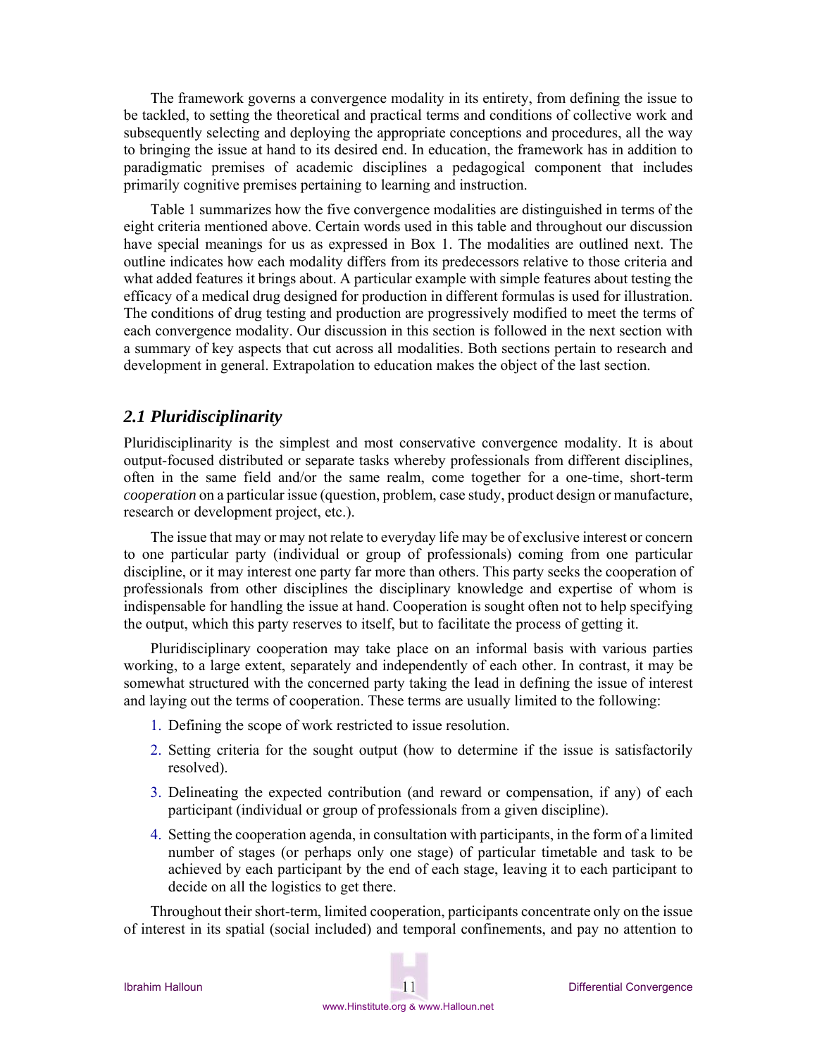The framework governs a convergence modality in its entirety, from defining the issue to be tackled, to setting the theoretical and practical terms and conditions of collective work and subsequently selecting and deploying the appropriate conceptions and procedures, all the way to bringing the issue at hand to its desired end. In education, the framework has in addition to paradigmatic premises of academic disciplines a pedagogical component that includes primarily cognitive premises pertaining to learning and instruction.

Table 1 summarizes how the five convergence modalities are distinguished in terms of the eight criteria mentioned above. Certain words used in this table and throughout our discussion have special meanings for us as expressed in Box 1. The modalities are outlined next. The outline indicates how each modality differs from its predecessors relative to those criteria and what added features it brings about. A particular example with simple features about testing the efficacy of a medical drug designed for production in different formulas is used for illustration. The conditions of drug testing and production are progressively modified to meet the terms of each convergence modality. Our discussion in this section is followed in the next section with a summary of key aspects that cut across all modalities. Both sections pertain to research and development in general. Extrapolation to education makes the object of the last section.

### *2.1 Pluridisciplinarity*

Pluridisciplinarity is the simplest and most conservative convergence modality. It is about output-focused distributed or separate tasks whereby professionals from different disciplines, often in the same field and/or the same realm, come together for a one-time, short-term *cooperation* on a particular issue (question, problem, case study, product design or manufacture, research or development project, etc.).

The issue that may or may not relate to everyday life may be of exclusive interest or concern to one particular party (individual or group of professionals) coming from one particular discipline, or it may interest one party far more than others. This party seeks the cooperation of professionals from other disciplines the disciplinary knowledge and expertise of whom is indispensable for handling the issue at hand. Cooperation is sought often not to help specifying the output, which this party reserves to itself, but to facilitate the process of getting it.

Pluridisciplinary cooperation may take place on an informal basis with various parties working, to a large extent, separately and independently of each other. In contrast, it may be somewhat structured with the concerned party taking the lead in defining the issue of interest and laying out the terms of cooperation. These terms are usually limited to the following:

1. Defining the scope of work restricted to issue resolution.
2. Setting criteria for the sought output (how to determine if the issue is satisfactorily resolved).
3. Delineating the expected contribution (and reward or compensation, if any) of each participant (individual or group of professionals from a given discipline).
4. Setting the cooperation agenda, in consultation with participants, in the form of a limited number of stages (or perhaps only one stage) of particular timetable and task to be achieved by each participant by the end of each stage, leaving it to each participant to decide on all the logistics to get there.

Throughout their short-term, limited cooperation, participants concentrate only on the issue of interest in its spatial (social included) and temporal confinements, and pay no attention to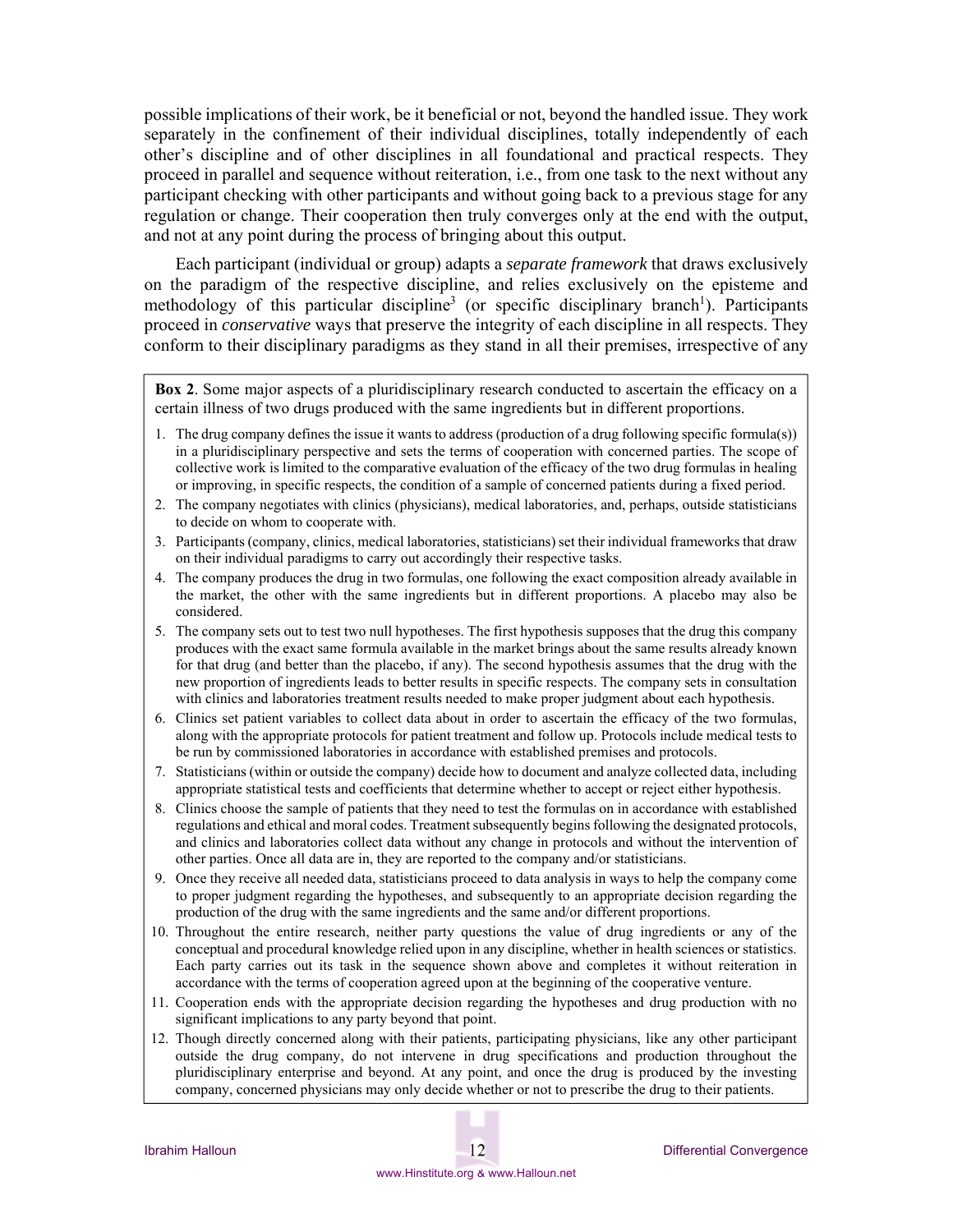possible implications of their work, be it beneficial or not, beyond the handled issue. They work separately in the confinement of their individual disciplines, totally independently of each other's discipline and of other disciplines in all foundational and practical respects. They proceed in parallel and sequence without reiteration, i.e., from one task to the next without any participant checking with other participants and without going back to a previous stage for any regulation or change. Their cooperation then truly converges only at the end with the output, and not at any point during the process of bringing about this output.

Each participant (individual or group) adapts a *separate framework* that draws exclusively on the paradigm of the respective discipline, and relies exclusively on the episteme and methodology of this particular discipline[3] (or specific disciplinary branch[1]). Participants proceed in *conservative* ways that preserve the integrity of each discipline in all respects. They conform to their disciplinary paradigms as they stand in all their premises, irrespective of any

**Box 2**. Some major aspects of a pluridisciplinary research conducted to ascertain the efficacy on a certain illness of two drugs produced with the same ingredients but in different proportions.

1. The drug company defines the issue it wants to address (production of a drug following specific formula(s)) in a pluridisciplinary perspective and sets the terms of cooperation with concerned parties. The scope of collective work is limited to the comparative evaluation of the efficacy of the two drug formulas in healing or improving, in specific respects, the condition of a sample of concerned patients during a fixed period.
2. The company negotiates with clinics (physicians), medical laboratories, and, perhaps, outside statisticians to decide on whom to cooperate with.
3. Participants (company, clinics, medical laboratories, statisticians) set their individual frameworks that draw on their individual paradigms to carry out accordingly their respective tasks.
4. The company produces the drug in two formulas, one following the exact composition already available in the market, the other with the same ingredients but in different proportions. A placebo may also be considered.
5. The company sets out to test two null hypotheses. The first hypothesis supposes that the drug this company produces with the exact same formula available in the market brings about the same results already known for that drug (and better than the placebo, if any). The second hypothesis assumes that the drug with the new proportion of ingredients leads to better results in specific respects. The company sets in consultation with clinics and laboratories treatment results needed to make proper judgment about each hypothesis.
6. Clinics set patient variables to collect data about in order to ascertain the efficacy of the two formulas, along with the appropriate protocols for patient treatment and follow up. Protocols include medical tests to be run by commissioned laboratories in accordance with established premises and protocols.
7. Statisticians (within or outside the company) decide how to document and analyze collected data, including appropriate statistical tests and coefficients that determine whether to accept or reject either hypothesis.
8. Clinics choose the sample of patients that they need to test the formulas on in accordance with established regulations and ethical and moral codes. Treatment subsequently begins following the designated protocols, and clinics and laboratories collect data without any change in protocols and without the intervention of other parties. Once all data are in, they are reported to the company and/or statisticians.
9. Once they receive all needed data, statisticians proceed to data analysis in ways to help the company come to proper judgment regarding the hypotheses, and subsequently to an appropriate decision regarding the production of the drug with the same ingredients and the same and/or different proportions.
10. Throughout the entire research, neither party questions the value of drug ingredients or any of the conceptual and procedural knowledge relied upon in any discipline, whether in health sciences or statistics. Each party carries out its task in the sequence shown above and completes it without reiteration in accordance with the terms of cooperation agreed upon at the beginning of the cooperative venture.
11. Cooperation ends with the appropriate decision regarding the hypotheses and drug production with no significant implications to any party beyond that point.
12. Though directly concerned along with their patients, participating physicians, like any other participant outside the drug company, do not intervene in drug specifications and production throughout the pluridisciplinary enterprise and beyond. At any point, and once the drug is produced by the investing company, concerned physicians may only decide whether or not to prescribe the drug to their patients.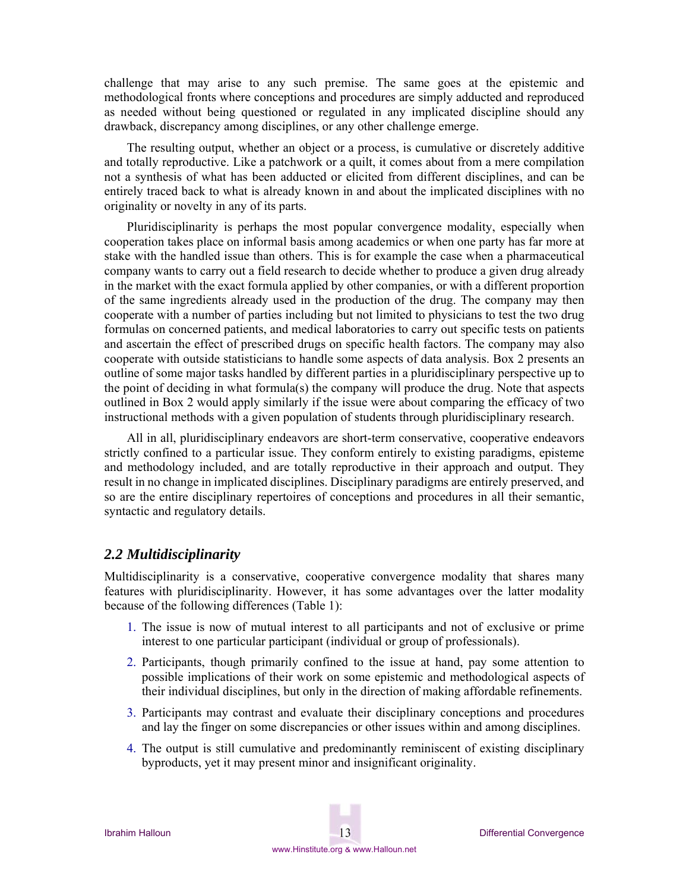challenge that may arise to any such premise. The same goes at the epistemic and methodological fronts where conceptions and procedures are simply adducted and reproduced as needed without being questioned or regulated in any implicated discipline should any drawback, discrepancy among disciplines, or any other challenge emerge.

The resulting output, whether an object or a process, is cumulative or discretely additive and totally reproductive. Like a patchwork or a quilt, it comes about from a mere compilation not a synthesis of what has been adducted or elicited from different disciplines, and can be entirely traced back to what is already known in and about the implicated disciplines with no originality or novelty in any of its parts.

Pluridisciplinarity is perhaps the most popular convergence modality, especially when cooperation takes place on informal basis among academics or when one party has far more at stake with the handled issue than others. This is for example the case when a pharmaceutical company wants to carry out a field research to decide whether to produce a given drug already in the market with the exact formula applied by other companies, or with a different proportion of the same ingredients already used in the production of the drug. The company may then cooperate with a number of parties including but not limited to physicians to test the two drug formulas on concerned patients, and medical laboratories to carry out specific tests on patients and ascertain the effect of prescribed drugs on specific health factors. The company may also cooperate with outside statisticians to handle some aspects of data analysis. Box 2 presents an outline of some major tasks handled by different parties in a pluridisciplinary perspective up to the point of deciding in what formula(s) the company will produce the drug. Note that aspects outlined in Box 2 would apply similarly if the issue were about comparing the efficacy of two instructional methods with a given population of students through pluridisciplinary research.

All in all, pluridisciplinary endeavors are short-term conservative, cooperative endeavors strictly confined to a particular issue. They conform entirely to existing paradigms, episteme and methodology included, and are totally reproductive in their approach and output. They result in no change in implicated disciplines. Disciplinary paradigms are entirely preserved, and so are the entire disciplinary repertoires of conceptions and procedures in all their semantic, syntactic and regulatory details.

### *2.2 Multidisciplinarity*

Multidisciplinarity is a conservative, cooperative convergence modality that shares many features with pluridisciplinarity. However, it has some advantages over the latter modality because of the following differences (Table 1):

1. The issue is now of mutual interest to all participants and not of exclusive or prime interest to one particular participant (individual or group of professionals).
2. Participants, though primarily confined to the issue at hand, pay some attention to possible implications of their work on some epistemic and methodological aspects of their individual disciplines, but only in the direction of making affordable refinements.
3. Participants may contrast and evaluate their disciplinary conceptions and procedures and lay the finger on some discrepancies or other issues within and among disciplines.
4. The output is still cumulative and predominantly reminiscent of existing disciplinary byproducts, yet it may present minor and insignificant originality.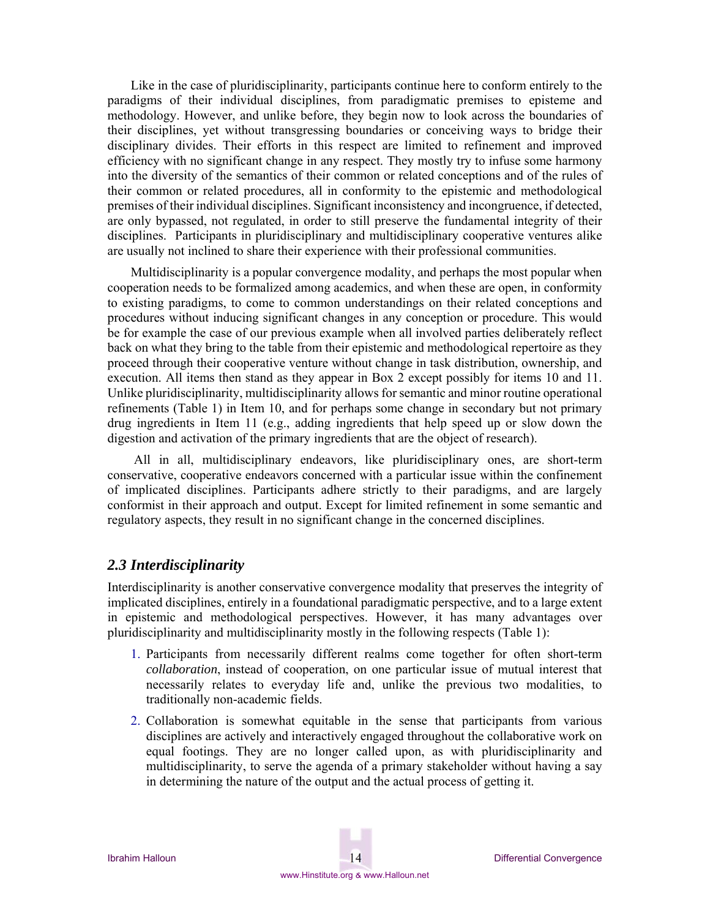Like in the case of pluridisciplinarity, participants continue here to conform entirely to the paradigms of their individual disciplines, from paradigmatic premises to episteme and methodology. However, and unlike before, they begin now to look across the boundaries of their disciplines, yet without transgressing boundaries or conceiving ways to bridge their disciplinary divides. Their efforts in this respect are limited to refinement and improved efficiency with no significant change in any respect. They mostly try to infuse some harmony into the diversity of the semantics of their common or related conceptions and of the rules of their common or related procedures, all in conformity to the epistemic and methodological premises of their individual disciplines. Significant inconsistency and incongruence, if detected, are only bypassed, not regulated, in order to still preserve the fundamental integrity of their disciplines. Participants in pluridisciplinary and multidisciplinary cooperative ventures alike are usually not inclined to share their experience with their professional communities.

Multidisciplinarity is a popular convergence modality, and perhaps the most popular when cooperation needs to be formalized among academics, and when these are open, in conformity to existing paradigms, to come to common understandings on their related conceptions and procedures without inducing significant changes in any conception or procedure. This would be for example the case of our previous example when all involved parties deliberately reflect back on what they bring to the table from their epistemic and methodological repertoire as they proceed through their cooperative venture without change in task distribution, ownership, and execution. All items then stand as they appear in Box 2 except possibly for items 10 and 11. Unlike pluridisciplinarity, multidisciplinarity allows for semantic and minor routine operational refinements (Table 1) in Item 10, and for perhaps some change in secondary but not primary drug ingredients in Item 11 (e.g., adding ingredients that help speed up or slow down the digestion and activation of the primary ingredients that are the object of research).

All in all, multidisciplinary endeavors, like pluridisciplinary ones, are short-term conservative, cooperative endeavors concerned with a particular issue within the confinement of implicated disciplines. Participants adhere strictly to their paradigms, and are largely conformist in their approach and output. Except for limited refinement in some semantic and regulatory aspects, they result in no significant change in the concerned disciplines.

### *2.3 Interdisciplinarity*

Interdisciplinarity is another conservative convergence modality that preserves the integrity of implicated disciplines, entirely in a foundational paradigmatic perspective, and to a large extent in epistemic and methodological perspectives. However, it has many advantages over pluridisciplinarity and multidisciplinarity mostly in the following respects (Table 1):

1. Participants from necessarily different realms come together for often short-term *collaboration*, instead of cooperation, on one particular issue of mutual interest that necessarily relates to everyday life and, unlike the previous two modalities, to traditionally non-academic fields.
2. Collaboration is somewhat equitable in the sense that participants from various disciplines are actively and interactively engaged throughout the collaborative work on equal footings. They are no longer called upon, as with pluridisciplinarity and multidisciplinarity, to serve the agenda of a primary stakeholder without having a say in determining the nature of the output and the actual process of getting it.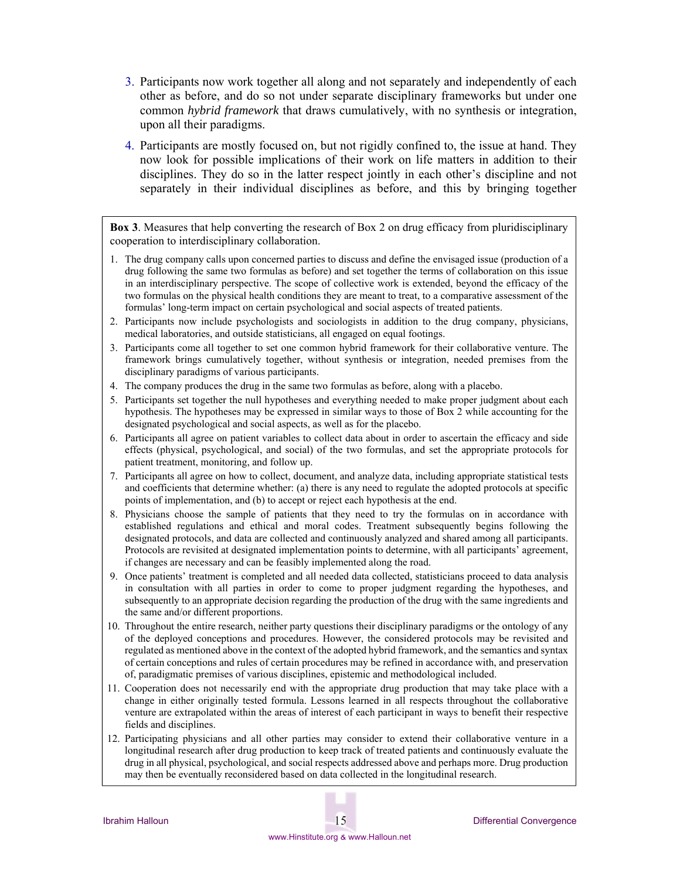3. Participants now work together all along and not separately and independently of each other as before, and do so not under separate disciplinary frameworks but under one common *hybrid framework* that draws cumulatively, with no synthesis or integration, upon all their paradigms.

4. Participants are mostly focused on, but not rigidly confined to, the issue at hand. They now look for possible implications of their work on life matters in addition to their disciplines. They do so in the latter respect jointly in each other's discipline and not separately in their individual disciplines as before, and this by bringing together

---

**Box 3**. Measures that help converting the research of Box 2 on drug efficacy from pluridisciplinary cooperation to interdisciplinary collaboration.

1. The drug company calls upon concerned parties to discuss and define the envisaged issue (production of a drug following the same two formulas as before) and set together the terms of collaboration on this issue in an interdisciplinary perspective. The scope of collective work is extended, beyond the efficacy of the two formulas on the physical health conditions they are meant to treat, to a comparative assessment of the formulas' long-term impact on certain psychological and social aspects of treated patients.
2. Participants now include psychologists and sociologists in addition to the drug company, physicians, medical laboratories, and outside statisticians, all engaged on equal footings.
3. Participants come all together to set one common hybrid framework for their collaborative venture. The framework brings cumulatively together, without synthesis or integration, needed premises from the disciplinary paradigms of various participants.
4. The company produces the drug in the same two formulas as before, along with a placebo.
5. Participants set together the null hypotheses and everything needed to make proper judgment about each hypothesis. The hypotheses may be expressed in similar ways to those of Box 2 while accounting for the designated psychological and social aspects, as well as for the placebo.
6. Participants all agree on patient variables to collect data about in order to ascertain the efficacy and side effects (physical, psychological, and social) of the two formulas, and set the appropriate protocols for patient treatment, monitoring, and follow up.
7. Participants all agree on how to collect, document, and analyze data, including appropriate statistical tests and coefficients that determine whether: (a) there is any need to regulate the adopted protocols at specific points of implementation, and (b) to accept or reject each hypothesis at the end.
8. Physicians choose the sample of patients that they need to try the formulas on in accordance with established regulations and ethical and moral codes. Treatment subsequently begins following the designated protocols, and data are collected and continuously analyzed and shared among all participants. Protocols are revisited at designated implementation points to determine, with all participants' agreement, if changes are necessary and can be feasibly implemented along the road.
9. Once patients' treatment is completed and all needed data collected, statisticians proceed to data analysis in consultation with all parties in order to come to proper judgment regarding the hypotheses, and subsequently to an appropriate decision regarding the production of the drug with the same ingredients and the same and/or different proportions.
10. Throughout the entire research, neither party questions their disciplinary paradigms or the ontology of any of the deployed conceptions and procedures. However, the considered protocols may be revisited and regulated as mentioned above in the context of the adopted hybrid framework, and the semantics and syntax of certain conceptions and rules of certain procedures may be refined in accordance with, and preservation of, paradigmatic premises of various disciplines, epistemic and methodological included.
11. Cooperation does not necessarily end with the appropriate drug production that may take place with a change in either originally tested formula. Lessons learned in all respects throughout the collaborative venture are extrapolated within the areas of interest of each participant in ways to benefit their respective fields and disciplines.
12. Participating physicians and all other parties may consider to extend their collaborative venture in a longitudinal research after drug production to keep track of treated patients and continuously evaluate the drug in all physical, psychological, and social respects addressed above and perhaps more. Drug production may then be eventually reconsidered based on data collected in the longitudinal research.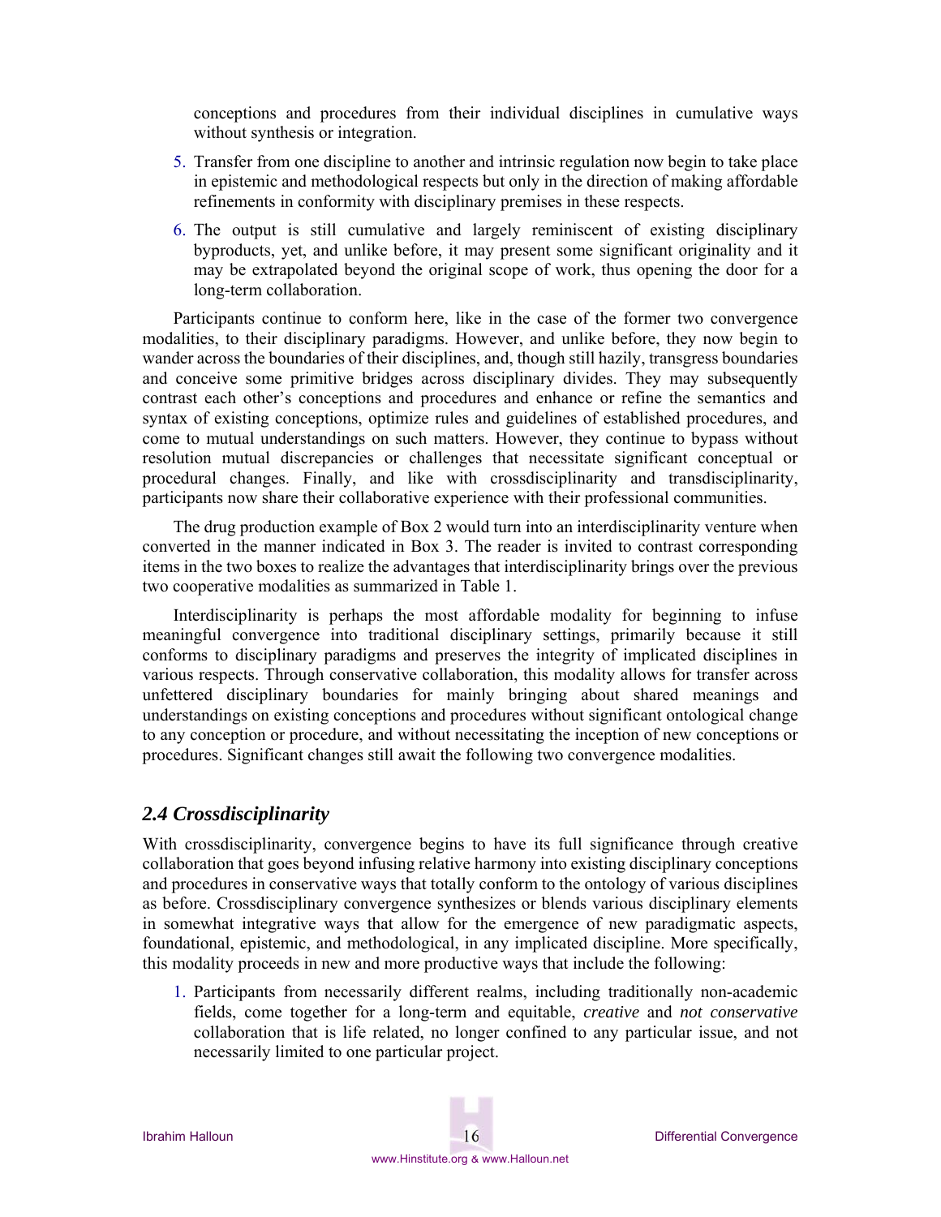conceptions and procedures from their individual disciplines in cumulative ways without synthesis or integration.

5. Transfer from one discipline to another and intrinsic regulation now begin to take place in epistemic and methodological respects but only in the direction of making affordable refinements in conformity with disciplinary premises in these respects.
6. The output is still cumulative and largely reminiscent of existing disciplinary byproducts, yet, and unlike before, it may present some significant originality and it may be extrapolated beyond the original scope of work, thus opening the door for a long-term collaboration.

Participants continue to conform here, like in the case of the former two convergence modalities, to their disciplinary paradigms. However, and unlike before, they now begin to wander across the boundaries of their disciplines, and, though still hazily, transgress boundaries and conceive some primitive bridges across disciplinary divides. They may subsequently contrast each other's conceptions and procedures and enhance or refine the semantics and syntax of existing conceptions, optimize rules and guidelines of established procedures, and come to mutual understandings on such matters. However, they continue to bypass without resolution mutual discrepancies or challenges that necessitate significant conceptual or procedural changes. Finally, and like with crossdisciplinarity and transdisciplinarity, participants now share their collaborative experience with their professional communities.

The drug production example of Box 2 would turn into an interdisciplinarity venture when converted in the manner indicated in Box 3. The reader is invited to contrast corresponding items in the two boxes to realize the advantages that interdisciplinarity brings over the previous two cooperative modalities as summarized in Table 1.

Interdisciplinarity is perhaps the most affordable modality for beginning to infuse meaningful convergence into traditional disciplinary settings, primarily because it still conforms to disciplinary paradigms and preserves the integrity of implicated disciplines in various respects. Through conservative collaboration, this modality allows for transfer across unfettered disciplinary boundaries for mainly bringing about shared meanings and understandings on existing conceptions and procedures without significant ontological change to any conception or procedure, and without necessitating the inception of new conceptions or procedures. Significant changes still await the following two convergence modalities.

### *2.4 Crossdisciplinarity*

With crossdisciplinarity, convergence begins to have its full significance through creative collaboration that goes beyond infusing relative harmony into existing disciplinary conceptions and procedures in conservative ways that totally conform to the ontology of various disciplines as before. Crossdisciplinary convergence synthesizes or blends various disciplinary elements in somewhat integrative ways that allow for the emergence of new paradigmatic aspects, foundational, epistemic, and methodological, in any implicated discipline. More specifically, this modality proceeds in new and more productive ways that include the following:

1. Participants from necessarily different realms, including traditionally non-academic fields, come together for a long-term and equitable, *creative* and *not conservative* collaboration that is life related, no longer confined to any particular issue, and not necessarily limited to one particular project.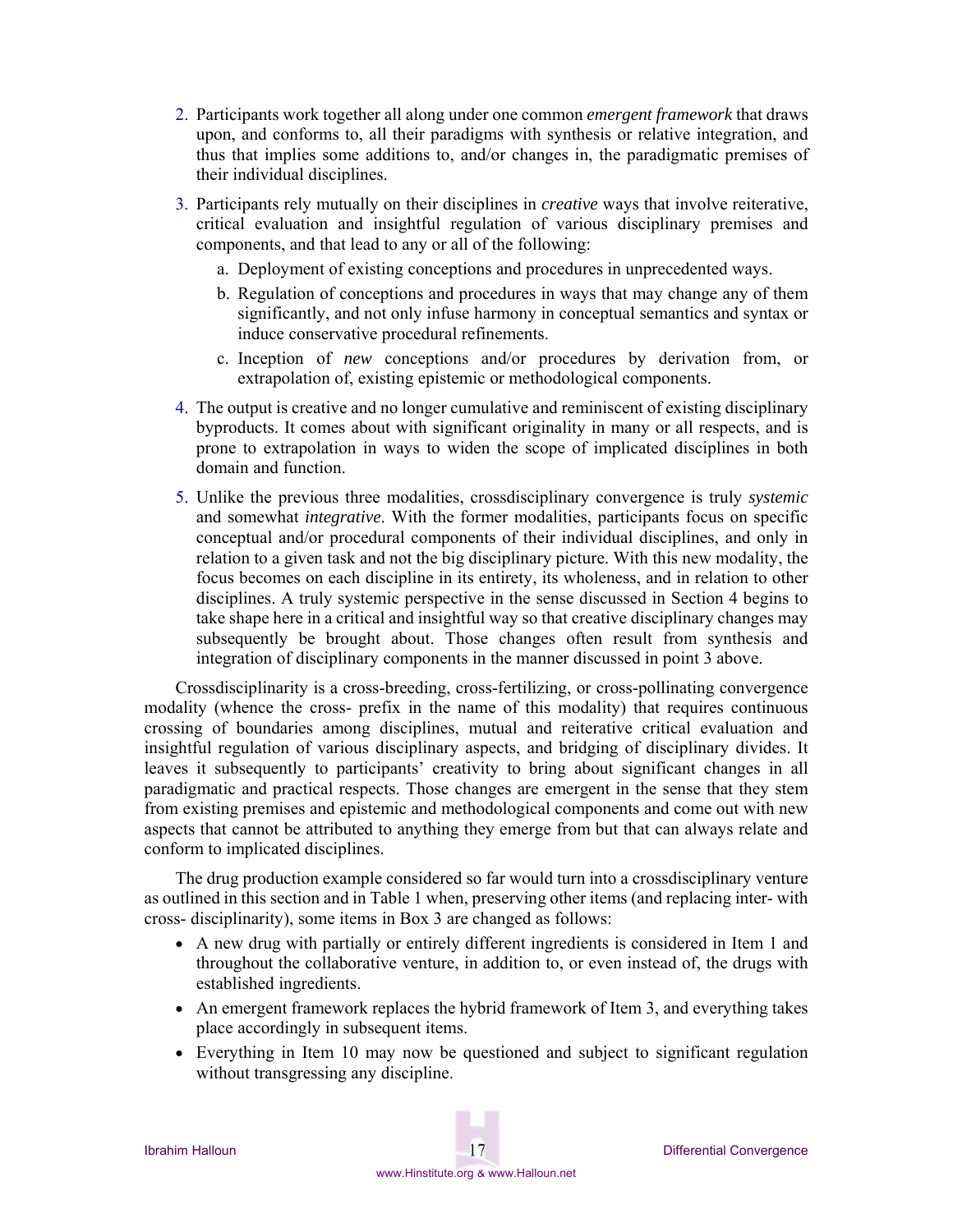2. Participants work together all along under one common *emergent framework* that draws upon, and conforms to, all their paradigms with synthesis or relative integration, and thus that implies some additions to, and/or changes in, the paradigmatic premises of their individual disciplines.
3. Participants rely mutually on their disciplines in *creative* ways that involve reiterative, critical evaluation and insightful regulation of various disciplinary premises and components, and that lead to any or all of the following:
   a. Deployment of existing conceptions and procedures in unprecedented ways.
   b. Regulation of conceptions and procedures in ways that may change any of them significantly, and not only infuse harmony in conceptual semantics and syntax or induce conservative procedural refinements.
   c. Inception of *new* conceptions and/or procedures by derivation from, or extrapolation of, existing epistemic or methodological components.
4. The output is creative and no longer cumulative and reminiscent of existing disciplinary byproducts. It comes about with significant originality in many or all respects, and is prone to extrapolation in ways to widen the scope of implicated disciplines in both domain and function.
5. Unlike the previous three modalities, crossdisciplinary convergence is truly *systemic* and somewhat *integrative*. With the former modalities, participants focus on specific conceptual and/or procedural components of their individual disciplines, and only in relation to a given task and not the big disciplinary picture. With this new modality, the focus becomes on each discipline in its entirety, its wholeness, and in relation to other disciplines. A truly systemic perspective in the sense discussed in Section 4 begins to take shape here in a critical and insightful way so that creative disciplinary changes may subsequently be brought about. Those changes often result from synthesis and integration of disciplinary components in the manner discussed in point 3 above.

Crossdisciplinarity is a cross-breeding, cross-fertilizing, or cross-pollinating convergence modality (whence the cross- prefix in the name of this modality) that requires continuous crossing of boundaries among disciplines, mutual and reiterative critical evaluation and insightful regulation of various disciplinary aspects, and bridging of disciplinary divides. It leaves it subsequently to participants' creativity to bring about significant changes in all paradigmatic and practical respects. Those changes are emergent in the sense that they stem from existing premises and epistemic and methodological components and come out with new aspects that cannot be attributed to anything they emerge from but that can always relate and conform to implicated disciplines.

The drug production example considered so far would turn into a crossdisciplinary venture as outlined in this section and in Table 1 when, preserving other items (and replacing inter- with cross- disciplinarity), some items in Box 3 are changed as follows:

- A new drug with partially or entirely different ingredients is considered in Item 1 and throughout the collaborative venture, in addition to, or even instead of, the drugs with established ingredients.
- An emergent framework replaces the hybrid framework of Item 3, and everything takes place accordingly in subsequent items.
- Everything in Item 10 may now be questioned and subject to significant regulation without transgressing any discipline.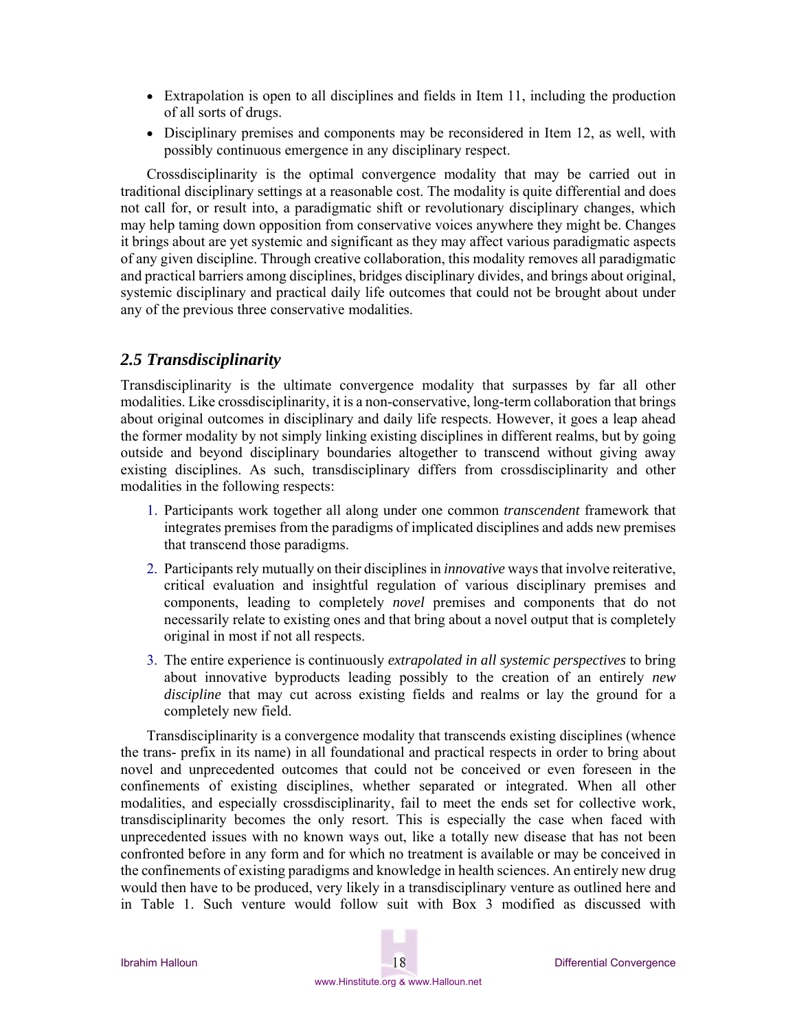- Extrapolation is open to all disciplines and fields in Item 11, including the production of all sorts of drugs.
- Disciplinary premises and components may be reconsidered in Item 12, as well, with possibly continuous emergence in any disciplinary respect.

Crossdisciplinarity is the optimal convergence modality that may be carried out in traditional disciplinary settings at a reasonable cost. The modality is quite differential and does not call for, or result into, a paradigmatic shift or revolutionary disciplinary changes, which may help taming down opposition from conservative voices anywhere they might be. Changes it brings about are yet systemic and significant as they may affect various paradigmatic aspects of any given discipline. Through creative collaboration, this modality removes all paradigmatic and practical barriers among disciplines, bridges disciplinary divides, and brings about original, systemic disciplinary and practical daily life outcomes that could not be brought about under any of the previous three conservative modalities.

## *2.5 Transdisciplinarity*

Transdisciplinarity is the ultimate convergence modality that surpasses by far all other modalities. Like crossdisciplinarity, it is a non-conservative, long-term collaboration that brings about original outcomes in disciplinary and daily life respects. However, it goes a leap ahead the former modality by not simply linking existing disciplines in different realms, but by going outside and beyond disciplinary boundaries altogether to transcend without giving away existing disciplines. As such, transdisciplinary differs from crossdisciplinarity and other modalities in the following respects:

1. Participants work together all along under one common *transcendent* framework that integrates premises from the paradigms of implicated disciplines and adds new premises that transcend those paradigms.
2. Participants rely mutually on their disciplines in *innovative* ways that involve reiterative, critical evaluation and insightful regulation of various disciplinary premises and components, leading to completely *novel* premises and components that do not necessarily relate to existing ones and that bring about a novel output that is completely original in most if not all respects.
3. The entire experience is continuously *extrapolated in all systemic perspectives* to bring about innovative byproducts leading possibly to the creation of an entirely *new discipline* that may cut across existing fields and realms or lay the ground for a completely new field.

Transdisciplinarity is a convergence modality that transcends existing disciplines (whence the trans- prefix in its name) in all foundational and practical respects in order to bring about novel and unprecedented outcomes that could not be conceived or even foreseen in the confinements of existing disciplines, whether separated or integrated. When all other modalities, and especially crossdisciplinarity, fail to meet the ends set for collective work, transdisciplinarity becomes the only resort. This is especially the case when faced with unprecedented issues with no known ways out, like a totally new disease that has not been confronted before in any form and for which no treatment is available or may be conceived in the confinements of existing paradigms and knowledge in health sciences. An entirely new drug would then have to be produced, very likely in a transdisciplinary venture as outlined here and in Table 1. Such venture would follow suit with Box 3 modified as discussed with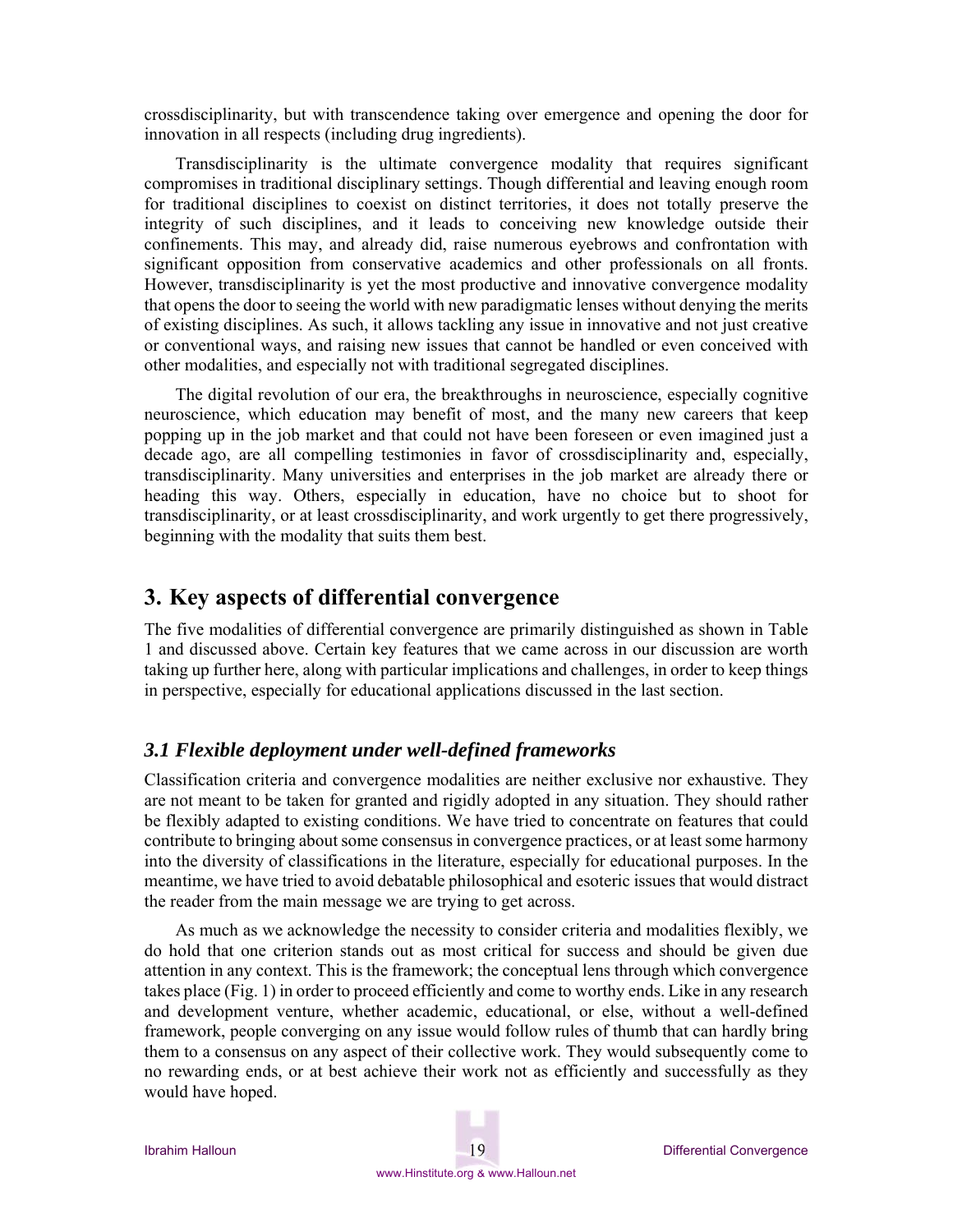crossdisciplinarity, but with transcendence taking over emergence and opening the door for innovation in all respects (including drug ingredients).

Transdisciplinarity is the ultimate convergence modality that requires significant compromises in traditional disciplinary settings. Though differential and leaving enough room for traditional disciplines to coexist on distinct territories, it does not totally preserve the integrity of such disciplines, and it leads to conceiving new knowledge outside their confinements. This may, and already did, raise numerous eyebrows and confrontation with significant opposition from conservative academics and other professionals on all fronts. However, transdisciplinarity is yet the most productive and innovative convergence modality that opens the door to seeing the world with new paradigmatic lenses without denying the merits of existing disciplines. As such, it allows tackling any issue in innovative and not just creative or conventional ways, and raising new issues that cannot be handled or even conceived with other modalities, and especially not with traditional segregated disciplines.

The digital revolution of our era, the breakthroughs in neuroscience, especially cognitive neuroscience, which education may benefit of most, and the many new careers that keep popping up in the job market and that could not have been foreseen or even imagined just a decade ago, are all compelling testimonies in favor of crossdisciplinarity and, especially, transdisciplinarity. Many universities and enterprises in the job market are already there or heading this way. Others, especially in education, have no choice but to shoot for transdisciplinarity, or at least crossdisciplinarity, and work urgently to get there progressively, beginning with the modality that suits them best.

## 3. Key aspects of differential convergence

The five modalities of differential convergence are primarily distinguished as shown in Table 1 and discussed above. Certain key features that we came across in our discussion are worth taking up further here, along with particular implications and challenges, in order to keep things in perspective, especially for educational applications discussed in the last section.

### *3.1 Flexible deployment under well-defined frameworks*

Classification criteria and convergence modalities are neither exclusive nor exhaustive. They are not meant to be taken for granted and rigidly adopted in any situation. They should rather be flexibly adapted to existing conditions. We have tried to concentrate on features that could contribute to bringing about some consensus in convergence practices, or at least some harmony into the diversity of classifications in the literature, especially for educational purposes. In the meantime, we have tried to avoid debatable philosophical and esoteric issues that would distract the reader from the main message we are trying to get across.

As much as we acknowledge the necessity to consider criteria and modalities flexibly, we do hold that one criterion stands out as most critical for success and should be given due attention in any context. This is the framework; the conceptual lens through which convergence takes place (Fig. 1) in order to proceed efficiently and come to worthy ends. Like in any research and development venture, whether academic, educational, or else, without a well-defined framework, people converging on any issue would follow rules of thumb that can hardly bring them to a consensus on any aspect of their collective work. They would subsequently come to no rewarding ends, or at best achieve their work not as efficiently and successfully as they would have hoped.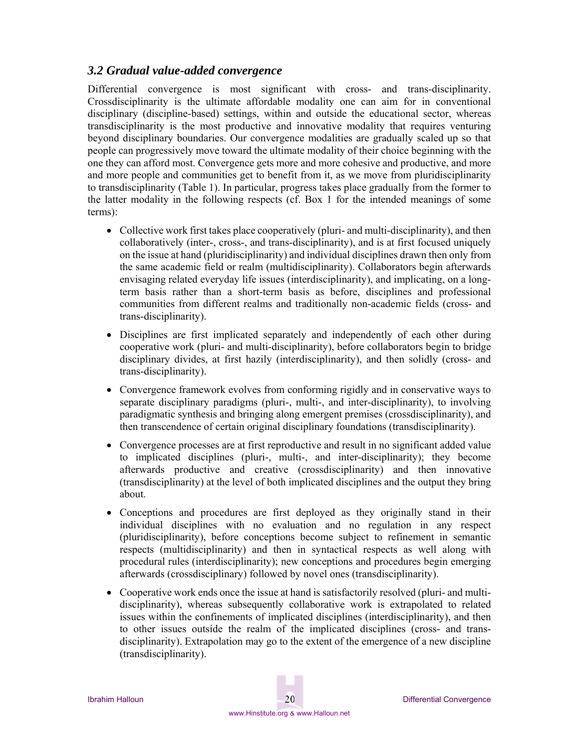### *3.2 Gradual value-added convergence*

Differential convergence is most significant with cross- and trans-disciplinarity. Crossdisciplinarity is the ultimate affordable modality one can aim for in conventional disciplinary (discipline-based) settings, within and outside the educational sector, whereas transdisciplinarity is the most productive and innovative modality that requires venturing beyond disciplinary boundaries. Our convergence modalities are gradually scaled up so that people can progressively move toward the ultimate modality of their choice beginning with the one they can afford most. Convergence gets more and more cohesive and productive, and more and more people and communities get to benefit from it, as we move from pluridisciplinarity to transdisciplinarity (Table 1). In particular, progress takes place gradually from the former to the latter modality in the following respects (cf. Box 1 for the intended meanings of some terms):

- Collective work first takes place cooperatively (pluri- and multi-disciplinarity), and then collaboratively (inter-, cross-, and trans-disciplinarity), and is at first focused uniquely on the issue at hand (pluridisciplinarity) and individual disciplines drawn then only from the same academic field or realm (multidisciplinarity). Collaborators begin afterwards envisaging related everyday life issues (interdisciplinarity), and implicating, on a long-term basis rather than a short-term basis as before, disciplines and professional communities from different realms and traditionally non-academic fields (cross- and trans-disciplinarity).
- Disciplines are first implicated separately and independently of each other during cooperative work (pluri- and multi-disciplinarity), before collaborators begin to bridge disciplinary divides, at first hazily (interdisciplinarity), and then solidly (cross- and trans-disciplinarity).
- Convergence framework evolves from conforming rigidly and in conservative ways to separate disciplinary paradigms (pluri-, multi-, and inter-disciplinarity), to involving paradigmatic synthesis and bringing along emergent premises (crossdisciplinarity), and then transcendence of certain original disciplinary foundations (transdisciplinarity).
- Convergence processes are at first reproductive and result in no significant added value to implicated disciplines (pluri-, multi-, and inter-disciplinarity); they become afterwards productive and creative (crossdisciplinarity) and then innovative (transdisciplinarity) at the level of both implicated disciplines and the output they bring about.
- Conceptions and procedures are first deployed as they originally stand in their individual disciplines with no evaluation and no regulation in any respect (pluridisciplinarity), before conceptions become subject to refinement in semantic respects (multidisciplinarity) and then in syntactical respects as well along with procedural rules (interdisciplinarity); new conceptions and procedures begin emerging afterwards (crossdisciplinary) followed by novel ones (transdisciplinarity).
- Cooperative work ends once the issue at hand is satisfactorily resolved (pluri- and multi-disciplinarity), whereas subsequently collaborative work is extrapolated to related issues within the confinements of implicated disciplines (interdisciplinarity), and then to other issues outside the realm of the implicated disciplines (cross- and trans-disciplinarity). Extrapolation may go to the extent of the emergence of a new discipline (transdisciplinarity).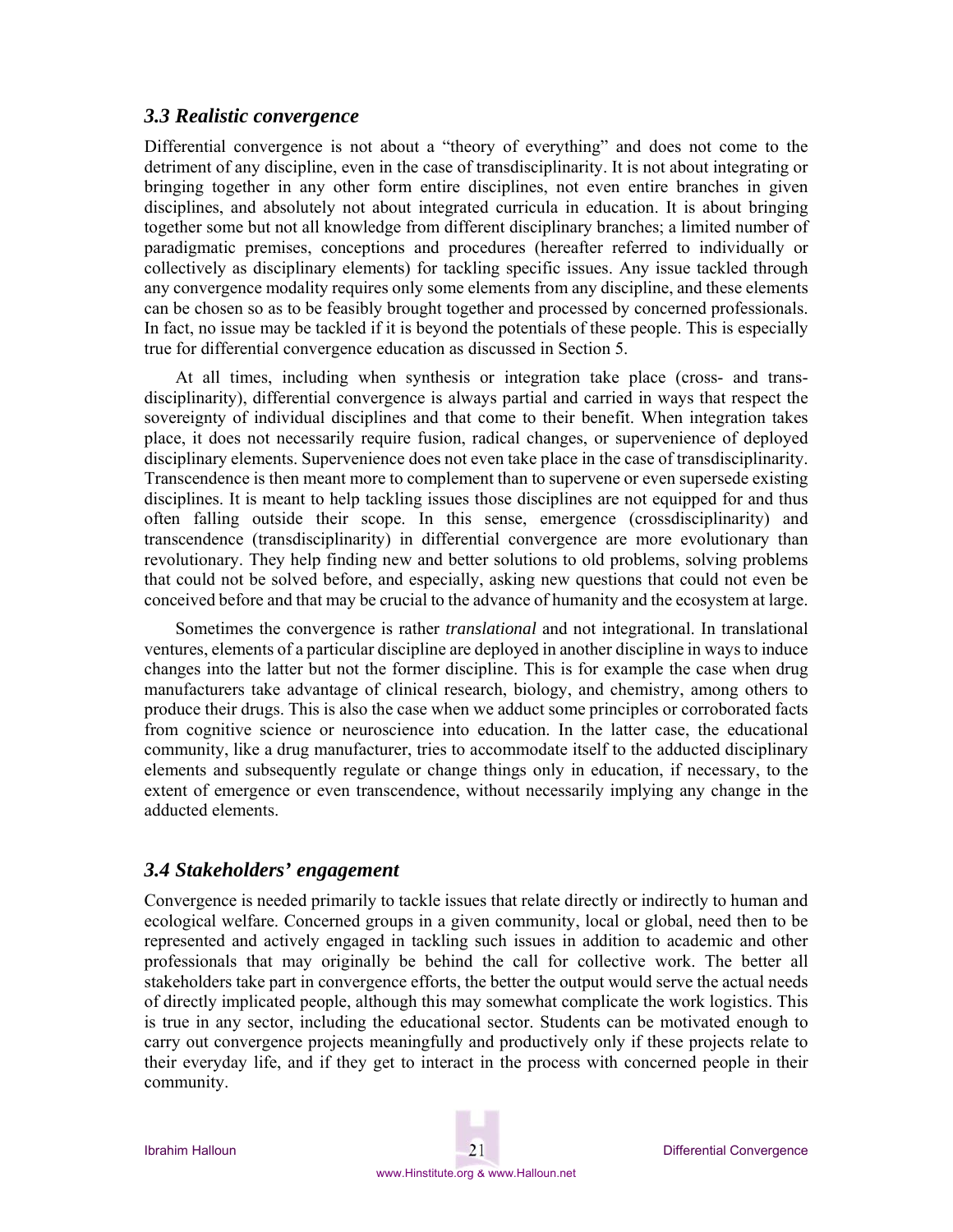### *3.3 Realistic convergence*

Differential convergence is not about a "theory of everything" and does not come to the detriment of any discipline, even in the case of transdisciplinarity. It is not about integrating or bringing together in any other form entire disciplines, not even entire branches in given disciplines, and absolutely not about integrated curricula in education. It is about bringing together some but not all knowledge from different disciplinary branches; a limited number of paradigmatic premises, conceptions and procedures (hereafter referred to individually or collectively as disciplinary elements) for tackling specific issues. Any issue tackled through any convergence modality requires only some elements from any discipline, and these elements can be chosen so as to be feasibly brought together and processed by concerned professionals. In fact, no issue may be tackled if it is beyond the potentials of these people. This is especially true for differential convergence education as discussed in Section 5.

At all times, including when synthesis or integration take place (cross- and trans-disciplinarity), differential convergence is always partial and carried in ways that respect the sovereignty of individual disciplines and that come to their benefit. When integration takes place, it does not necessarily require fusion, radical changes, or supervenience of deployed disciplinary elements. Supervenience does not even take place in the case of transdisciplinarity. Transcendence is then meant more to complement than to supervene or even supersede existing disciplines. It is meant to help tackling issues those disciplines are not equipped for and thus often falling outside their scope. In this sense, emergence (crossdisciplinarity) and transcendence (transdisciplinarity) in differential convergence are more evolutionary than revolutionary. They help finding new and better solutions to old problems, solving problems that could not be solved before, and especially, asking new questions that could not even be conceived before and that may be crucial to the advance of humanity and the ecosystem at large.

Sometimes the convergence is rather *translational* and not integrational. In translational ventures, elements of a particular discipline are deployed in another discipline in ways to induce changes into the latter but not the former discipline. This is for example the case when drug manufacturers take advantage of clinical research, biology, and chemistry, among others to produce their drugs. This is also the case when we adduct some principles or corroborated facts from cognitive science or neuroscience into education. In the latter case, the educational community, like a drug manufacturer, tries to accommodate itself to the adducted disciplinary elements and subsequently regulate or change things only in education, if necessary, to the extent of emergence or even transcendence, without necessarily implying any change in the adducted elements.

### *3.4 Stakeholders' engagement*

Convergence is needed primarily to tackle issues that relate directly or indirectly to human and ecological welfare. Concerned groups in a given community, local or global, need then to be represented and actively engaged in tackling such issues in addition to academic and other professionals that may originally be behind the call for collective work. The better all stakeholders take part in convergence efforts, the better the output would serve the actual needs of directly implicated people, although this may somewhat complicate the work logistics. This is true in any sector, including the educational sector. Students can be motivated enough to carry out convergence projects meaningfully and productively only if these projects relate to their everyday life, and if they get to interact in the process with concerned people in their community.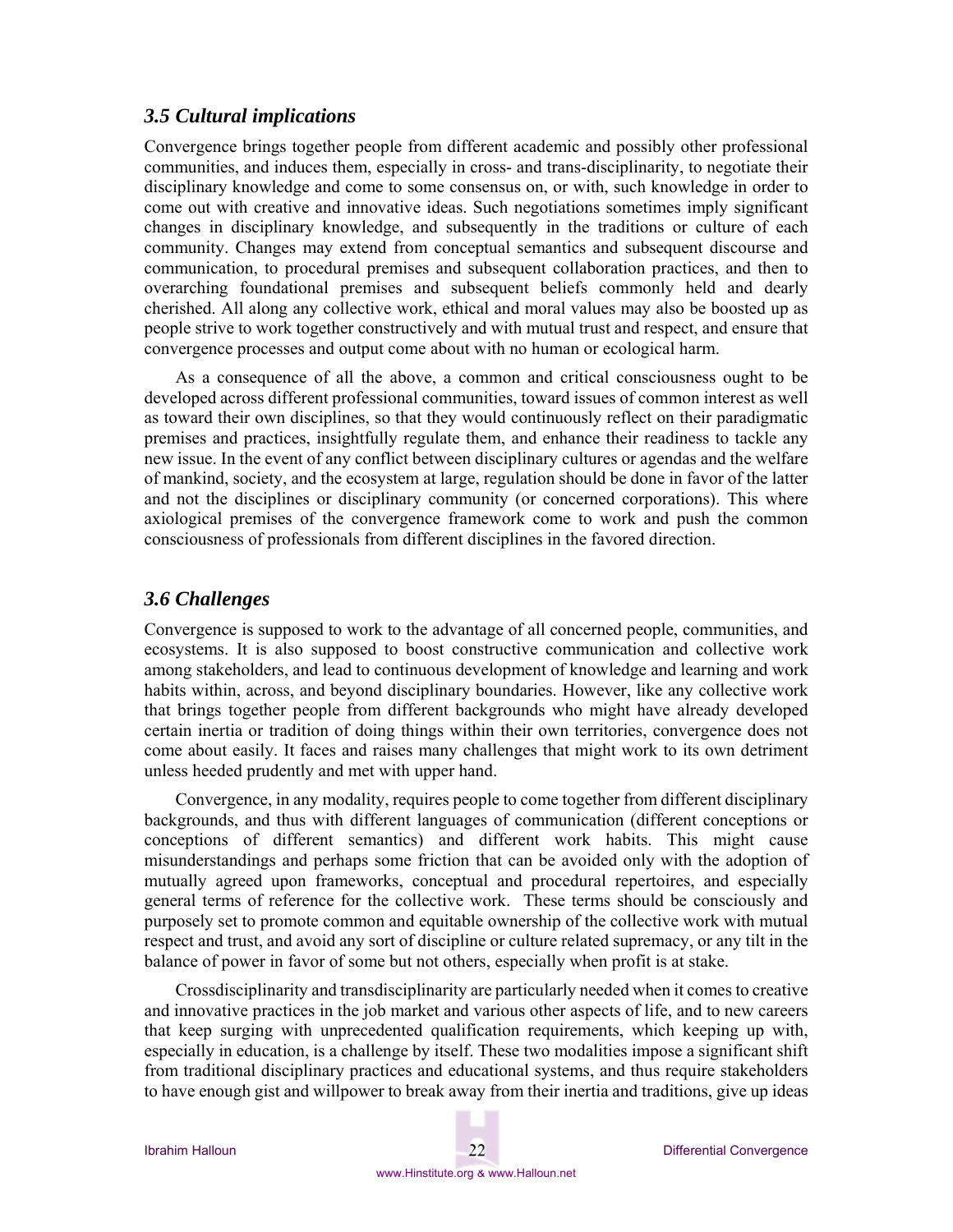### *3.5 Cultural implications*

Convergence brings together people from different academic and possibly other professional communities, and induces them, especially in cross- and trans-disciplinarity, to negotiate their disciplinary knowledge and come to some consensus on, or with, such knowledge in order to come out with creative and innovative ideas. Such negotiations sometimes imply significant changes in disciplinary knowledge, and subsequently in the traditions or culture of each community. Changes may extend from conceptual semantics and subsequent discourse and communication, to procedural premises and subsequent collaboration practices, and then to overarching foundational premises and subsequent beliefs commonly held and dearly cherished. All along any collective work, ethical and moral values may also be boosted up as people strive to work together constructively and with mutual trust and respect, and ensure that convergence processes and output come about with no human or ecological harm.

As a consequence of all the above, a common and critical consciousness ought to be developed across different professional communities, toward issues of common interest as well as toward their own disciplines, so that they would continuously reflect on their paradigmatic premises and practices, insightfully regulate them, and enhance their readiness to tackle any new issue. In the event of any conflict between disciplinary cultures or agendas and the welfare of mankind, society, and the ecosystem at large, regulation should be done in favor of the latter and not the disciplines or disciplinary community (or concerned corporations). This where axiological premises of the convergence framework come to work and push the common consciousness of professionals from different disciplines in the favored direction.

### *3.6 Challenges*

Convergence is supposed to work to the advantage of all concerned people, communities, and ecosystems. It is also supposed to boost constructive communication and collective work among stakeholders, and lead to continuous development of knowledge and learning and work habits within, across, and beyond disciplinary boundaries. However, like any collective work that brings together people from different backgrounds who might have already developed certain inertia or tradition of doing things within their own territories, convergence does not come about easily. It faces and raises many challenges that might work to its own detriment unless heeded prudently and met with upper hand.

Convergence, in any modality, requires people to come together from different disciplinary backgrounds, and thus with different languages of communication (different conceptions or conceptions of different semantics) and different work habits. This might cause misunderstandings and perhaps some friction that can be avoided only with the adoption of mutually agreed upon frameworks, conceptual and procedural repertoires, and especially general terms of reference for the collective work. These terms should be consciously and purposely set to promote common and equitable ownership of the collective work with mutual respect and trust, and avoid any sort of discipline or culture related supremacy, or any tilt in the balance of power in favor of some but not others, especially when profit is at stake.

Crossdisciplinarity and transdisciplinarity are particularly needed when it comes to creative and innovative practices in the job market and various other aspects of life, and to new careers that keep surging with unprecedented qualification requirements, which keeping up with, especially in education, is a challenge by itself. These two modalities impose a significant shift from traditional disciplinary practices and educational systems, and thus require stakeholders to have enough gist and willpower to break away from their inertia and traditions, give up ideas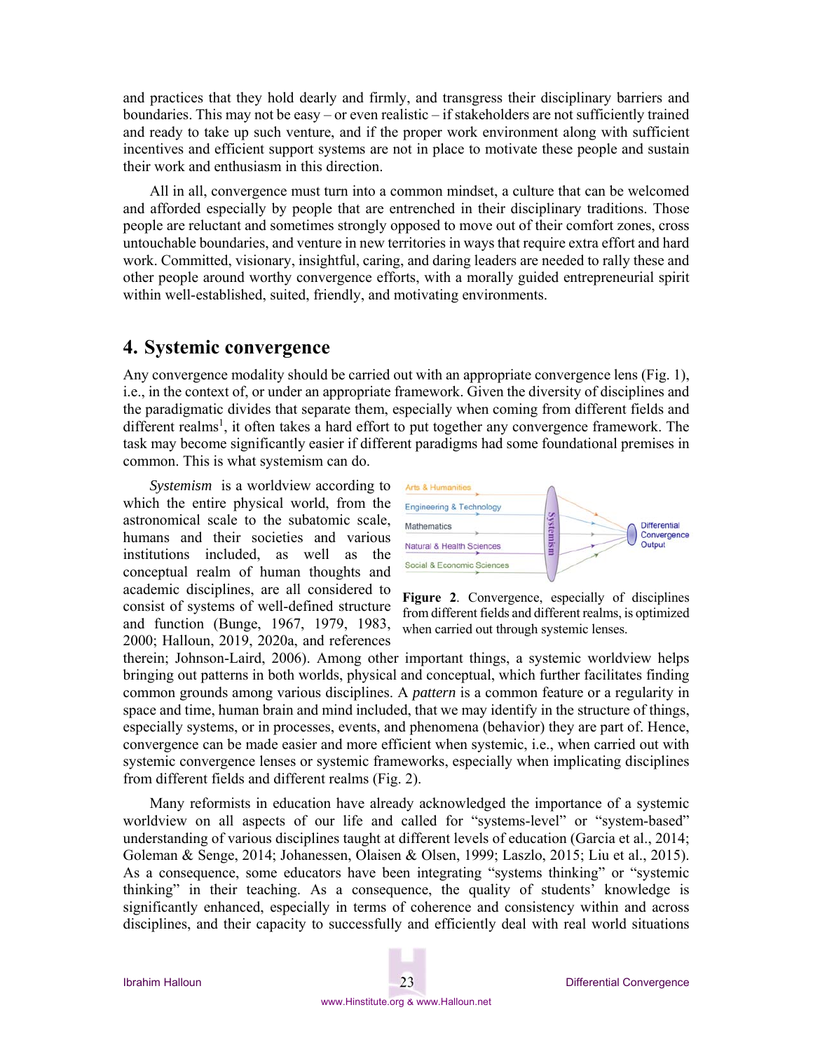and practices that they hold dearly and firmly, and transgress their disciplinary barriers and boundaries. This may not be easy – or even realistic – if stakeholders are not sufficiently trained and ready to take up such venture, and if the proper work environment along with sufficient incentives and efficient support systems are not in place to motivate these people and sustain their work and enthusiasm in this direction.

All in all, convergence must turn into a common mindset, a culture that can be welcomed and afforded especially by people that are entrenched in their disciplinary traditions. Those people are reluctant and sometimes strongly opposed to move out of their comfort zones, cross untouchable boundaries, and venture in new territories in ways that require extra effort and hard work. Committed, visionary, insightful, caring, and daring leaders are needed to rally these and other people around worthy convergence efforts, with a morally guided entrepreneurial spirit within well-established, suited, friendly, and motivating environments.

## 4. Systemic convergence

Any convergence modality should be carried out with an appropriate convergence lens (Fig. 1), i.e., in the context of, or under an appropriate framework. Given the diversity of disciplines and the paradigmatic divides that separate them, especially when coming from different fields and different realms[1], it often takes a hard effort to put together any convergence framework. The task may become significantly easier if different paradigms had some foundational premises in common. This is what systemism can do.

*Systemism* is a worldview according to which the entire physical world, from the astronomical scale to the subatomic scale, humans and their societies and various institutions included, as well as the conceptual realm of human thoughts and academic disciplines, are all considered to consist of systems of well-defined structure and function (Bunge, 1967, 1979, 1983, 2000; Halloun, 2019, 2020a, and references therein; Johnson-Laird, 2006). Among other important things, a systemic worldview helps bringing out patterns in both worlds, physical and conceptual, which further facilitates finding common grounds among various disciplines. A *pattern* is a common feature or a regularity in space and time, human brain and mind included, that we may identify in the structure of things, especially systems, or in processes, events, and phenomena (behavior) they are part of. Hence, convergence can be made easier and more efficient when systemic, i.e., when carried out with systemic convergence lenses or systemic frameworks, especially when implicating disciplines from different fields and different realms (Fig. 2).

Arts & Humanities
Engineering & Technology
Mathematics
Natural & Health Sciences
Social & Economic Sciences
Systemism
Differential Convergence Output

**Figure 2**. Convergence, especially of disciplines from different fields and different realms, is optimized when carried out through systemic lenses.

Many reformists in education have already acknowledged the importance of a systemic worldview on all aspects of our life and called for "systems-level" or "system-based" understanding of various disciplines taught at different levels of education (Garcia et al., 2014; Goleman & Senge, 2014; Johanessen, Olaisen & Olsen, 1999; Laszlo, 2015; Liu et al., 2015). As a consequence, some educators have been integrating "systems thinking" or "systemic thinking" in their teaching. As a consequence, the quality of students' knowledge is significantly enhanced, especially in terms of coherence and consistency within and across disciplines, and their capacity to successfully and efficiently deal with real world situations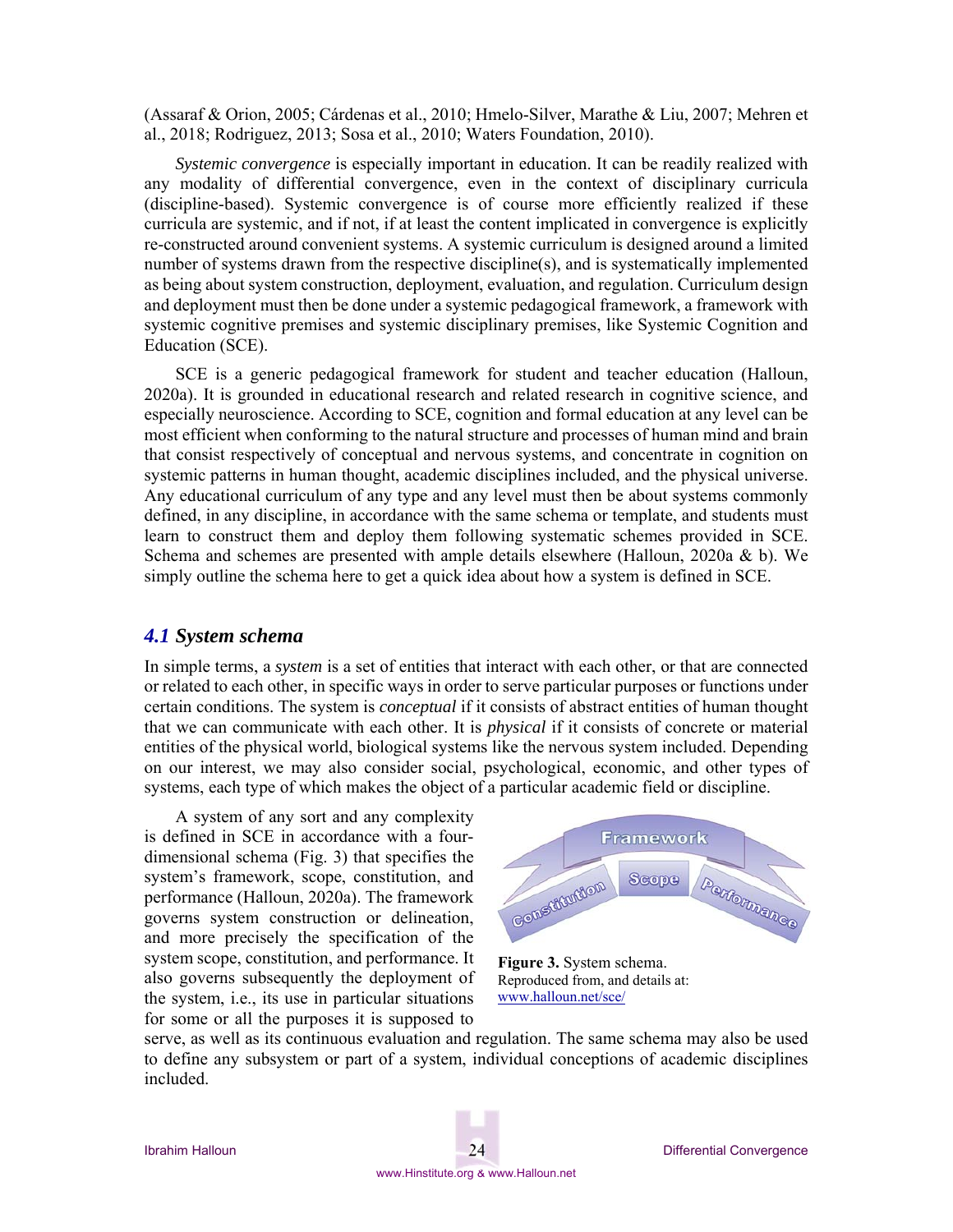(Assaraf & Orion, 2005; Cárdenas et al., 2010; Hmelo-Silver, Marathe & Liu, 2007; Mehren et al., 2018; Rodriguez, 2013; Sosa et al., 2010; Waters Foundation, 2010).

*Systemic convergence* is especially important in education. It can be readily realized with any modality of differential convergence, even in the context of disciplinary curricula (discipline-based). Systemic convergence is of course more efficiently realized if these curricula are systemic, and if not, if at least the content implicated in convergence is explicitly re-constructed around convenient systems. A systemic curriculum is designed around a limited number of systems drawn from the respective discipline(s), and is systematically implemented as being about system construction, deployment, evaluation, and regulation. Curriculum design and deployment must then be done under a systemic pedagogical framework, a framework with systemic cognitive premises and systemic disciplinary premises, like Systemic Cognition and Education (SCE).

SCE is a generic pedagogical framework for student and teacher education (Halloun, 2020a). It is grounded in educational research and related research in cognitive science, and especially neuroscience. According to SCE, cognition and formal education at any level can be most efficient when conforming to the natural structure and processes of human mind and brain that consist respectively of conceptual and nervous systems, and concentrate in cognition on systemic patterns in human thought, academic disciplines included, and the physical universe. Any educational curriculum of any type and any level must then be about systems commonly defined, in any discipline, in accordance with the same schema or template, and students must learn to construct them and deploy them following systematic schemes provided in SCE. Schema and schemes are presented with ample details elsewhere (Halloun, 2020a & b). We simply outline the schema here to get a quick idea about how a system is defined in SCE.

## *4.1 System schema*

In simple terms, a *system* is a set of entities that interact with each other, or that are connected or related to each other, in specific ways in order to serve particular purposes or functions under certain conditions. The system is *conceptual* if it consists of abstract entities of human thought that we can communicate with each other. It is *physical* if it consists of concrete or material entities of the physical world, biological systems like the nervous system included. Depending on our interest, we may also consider social, psychological, economic, and other types of systems, each type of which makes the object of a particular academic field or discipline.

A system of any sort and any complexity is defined in SCE in accordance with a four-dimensional schema (Fig. 3) that specifies the system's framework, scope, constitution, and performance (Halloun, 2020a). The framework governs system construction or delineation, and more precisely the specification of the system scope, constitution, and performance. It also governs subsequently the deployment of the system, i.e., its use in particular situations for some or all the purposes it is supposed to serve, as well as its continuous evaluation and regulation. The same schema may also be used to define any subsystem or part of a system, individual conceptions of academic disciplines included.

Framework

Constitution | Scope | Performance

**Figure 3.** System schema. Reproduced from, and details at: www.halloun.net/sce/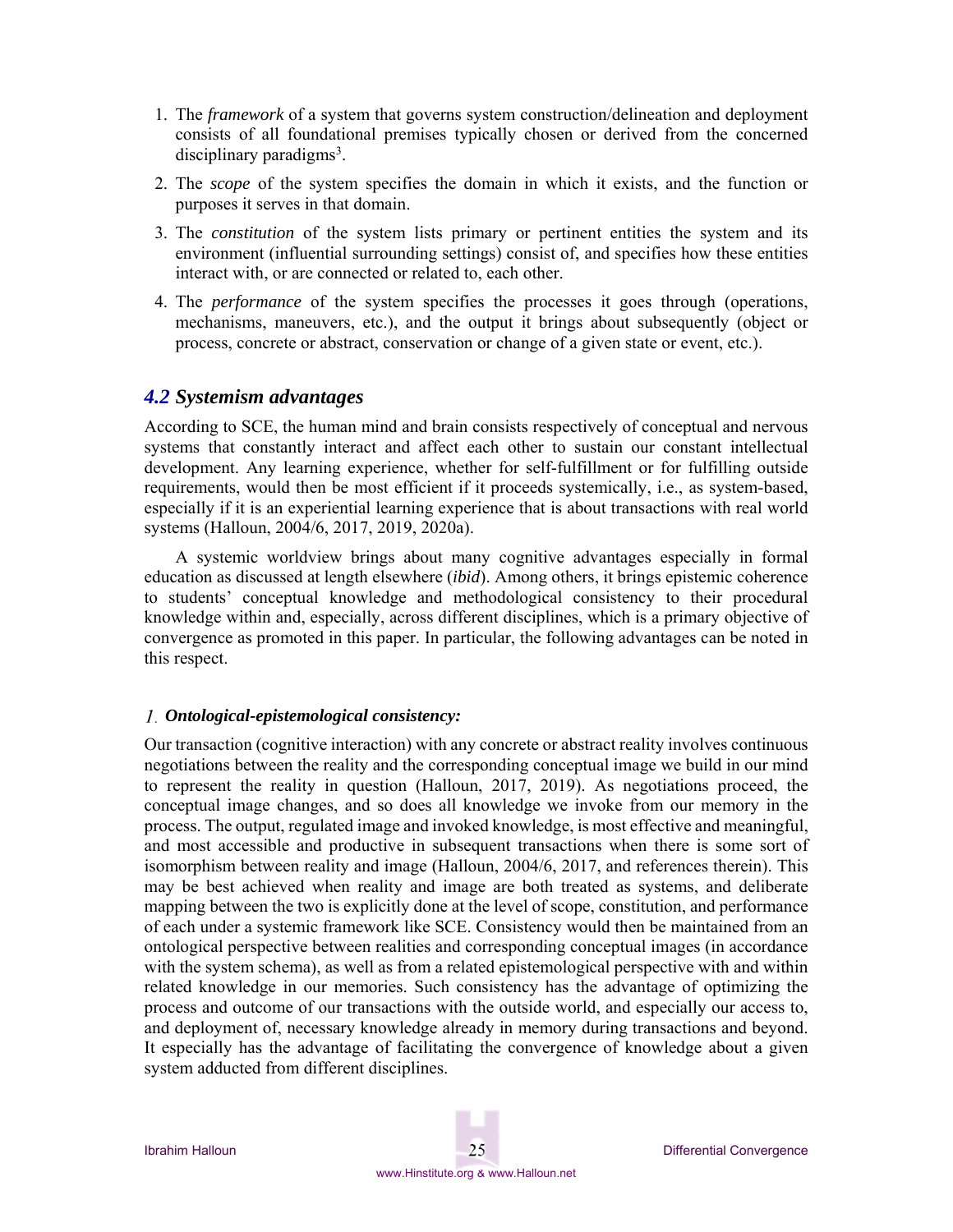1. The *framework* of a system that governs system construction/delineation and deployment consists of all foundational premises typically chosen or derived from the concerned disciplinary paradigms[3].

2. The *scope* of the system specifies the domain in which it exists, and the function or purposes it serves in that domain.

3. The *constitution* of the system lists primary or pertinent entities the system and its environment (influential surrounding settings) consist of, and specifies how these entities interact with, or are connected or related to, each other.

4. The *performance* of the system specifies the processes it goes through (operations, mechanisms, maneuvers, etc.), and the output it brings about subsequently (object or process, concrete or abstract, conservation or change of a given state or event, etc.).

### *4.2 Systemism advantages*

According to SCE, the human mind and brain consists respectively of conceptual and nervous systems that constantly interact and affect each other to sustain our constant intellectual development. Any learning experience, whether for self-fulfillment or for fulfilling outside requirements, would then be most efficient if it proceeds systemically, i.e., as system-based, especially if it is an experiential learning experience that is about transactions with real world systems (Halloun, 2004/6, 2017, 2019, 2020a).

A systemic worldview brings about many cognitive advantages especially in formal education as discussed at length elsewhere (*ibid*). Among others, it brings epistemic coherence to students' conceptual knowledge and methodological consistency to their procedural knowledge within and, especially, across different disciplines, which is a primary objective of convergence as promoted in this paper. In particular, the following advantages can be noted in this respect.

#### *1.* ***Ontological-epistemological consistency:***

Our transaction (cognitive interaction) with any concrete or abstract reality involves continuous negotiations between the reality and the corresponding conceptual image we build in our mind to represent the reality in question (Halloun, 2017, 2019). As negotiations proceed, the conceptual image changes, and so does all knowledge we invoke from our memory in the process. The output, regulated image and invoked knowledge, is most effective and meaningful, and most accessible and productive in subsequent transactions when there is some sort of isomorphism between reality and image (Halloun, 2004/6, 2017, and references therein). This may be best achieved when reality and image are both treated as systems, and deliberate mapping between the two is explicitly done at the level of scope, constitution, and performance of each under a systemic framework like SCE. Consistency would then be maintained from an ontological perspective between realities and corresponding conceptual images (in accordance with the system schema), as well as from a related epistemological perspective with and within related knowledge in our memories. Such consistency has the advantage of optimizing the process and outcome of our transactions with the outside world, and especially our access to, and deployment of, necessary knowledge already in memory during transactions and beyond. It especially has the advantage of facilitating the convergence of knowledge about a given system adducted from different disciplines.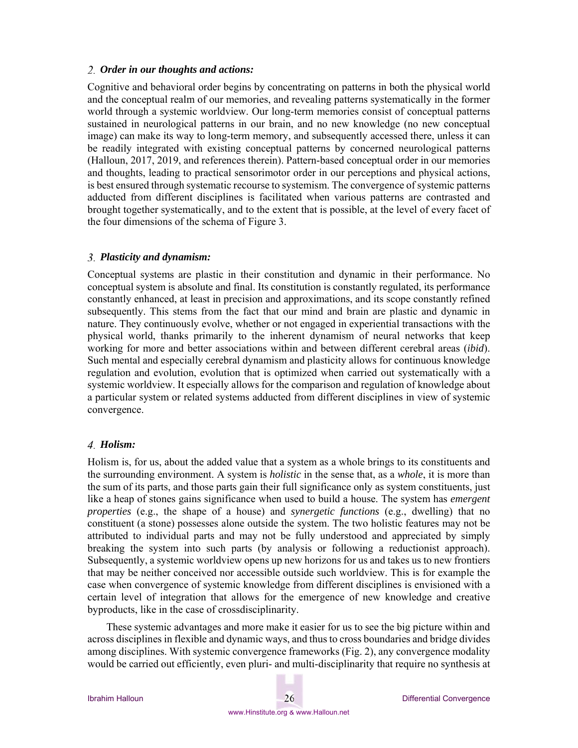### 2. *Order in our thoughts and actions:*

Cognitive and behavioral order begins by concentrating on patterns in both the physical world and the conceptual realm of our memories, and revealing patterns systematically in the former world through a systemic worldview. Our long-term memories consist of conceptual patterns sustained in neurological patterns in our brain, and no new knowledge (no new conceptual image) can make its way to long-term memory, and subsequently accessed there, unless it can be readily integrated with existing conceptual patterns by concerned neurological patterns (Halloun, 2017, 2019, and references therein). Pattern-based conceptual order in our memories and thoughts, leading to practical sensorimotor order in our perceptions and physical actions, is best ensured through systematic recourse to systemism. The convergence of systemic patterns adducted from different disciplines is facilitated when various patterns are contrasted and brought together systematically, and to the extent that is possible, at the level of every facet of the four dimensions of the schema of Figure 3.

### 3. *Plasticity and dynamism:*

Conceptual systems are plastic in their constitution and dynamic in their performance. No conceptual system is absolute and final. Its constitution is constantly regulated, its performance constantly enhanced, at least in precision and approximations, and its scope constantly refined subsequently. This stems from the fact that our mind and brain are plastic and dynamic in nature. They continuously evolve, whether or not engaged in experiential transactions with the physical world, thanks primarily to the inherent dynamism of neural networks that keep working for more and better associations within and between different cerebral areas (*ibid*). Such mental and especially cerebral dynamism and plasticity allows for continuous knowledge regulation and evolution, evolution that is optimized when carried out systematically with a systemic worldview. It especially allows for the comparison and regulation of knowledge about a particular system or related systems adducted from different disciplines in view of systemic convergence.

### 4. *Holism:*

Holism is, for us, about the added value that a system as a whole brings to its constituents and the surrounding environment. A system is *holistic* in the sense that, as a *whole*, it is more than the sum of its parts, and those parts gain their full significance only as system constituents, just like a heap of stones gains significance when used to build a house. The system has *emergent properties* (e.g., the shape of a house) and *synergetic functions* (e.g., dwelling) that no constituent (a stone) possesses alone outside the system. The two holistic features may not be attributed to individual parts and may not be fully understood and appreciated by simply breaking the system into such parts (by analysis or following a reductionist approach). Subsequently, a systemic worldview opens up new horizons for us and takes us to new frontiers that may be neither conceived nor accessible outside such worldview. This is for example the case when convergence of systemic knowledge from different disciplines is envisioned with a certain level of integration that allows for the emergence of new knowledge and creative byproducts, like in the case of crossdisciplinarity.

These systemic advantages and more make it easier for us to see the big picture within and across disciplines in flexible and dynamic ways, and thus to cross boundaries and bridge divides among disciplines. With systemic convergence frameworks (Fig. 2), any convergence modality would be carried out efficiently, even pluri- and multi-disciplinarity that require no synthesis at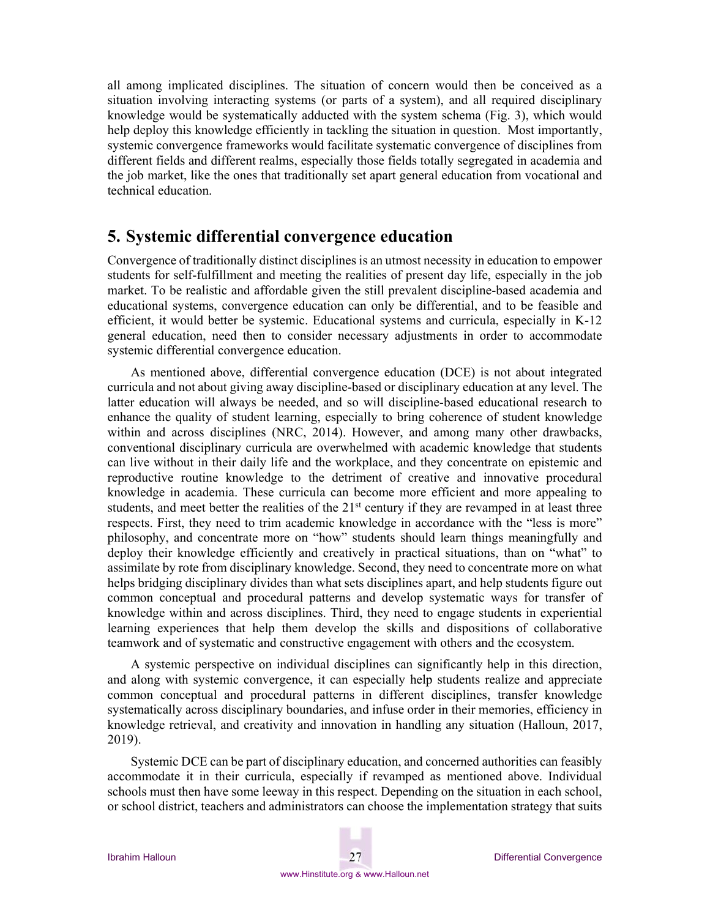all among implicated disciplines. The situation of concern would then be conceived as a situation involving interacting systems (or parts of a system), and all required disciplinary knowledge would be systematically adducted with the system schema (Fig. 3), which would help deploy this knowledge efficiently in tackling the situation in question. Most importantly, systemic convergence frameworks would facilitate systematic convergence of disciplines from different fields and different realms, especially those fields totally segregated in academia and the job market, like the ones that traditionally set apart general education from vocational and technical education.

## 5. Systemic differential convergence education

Convergence of traditionally distinct disciplines is an utmost necessity in education to empower students for self-fulfillment and meeting the realities of present day life, especially in the job market. To be realistic and affordable given the still prevalent discipline-based academia and educational systems, convergence education can only be differential, and to be feasible and efficient, it would better be systemic. Educational systems and curricula, especially in K-12 general education, need then to consider necessary adjustments in order to accommodate systemic differential convergence education.

As mentioned above, differential convergence education (DCE) is not about integrated curricula and not about giving away discipline-based or disciplinary education at any level. The latter education will always be needed, and so will discipline-based educational research to enhance the quality of student learning, especially to bring coherence of student knowledge within and across disciplines (NRC, 2014). However, and among many other drawbacks, conventional disciplinary curricula are overwhelmed with academic knowledge that students can live without in their daily life and the workplace, and they concentrate on epistemic and reproductive routine knowledge to the detriment of creative and innovative procedural knowledge in academia. These curricula can become more efficient and more appealing to students, and meet better the realities of the 21st century if they are revamped in at least three respects. First, they need to trim academic knowledge in accordance with the "less is more" philosophy, and concentrate more on "how" students should learn things meaningfully and deploy their knowledge efficiently and creatively in practical situations, than on "what" to assimilate by rote from disciplinary knowledge. Second, they need to concentrate more on what helps bridging disciplinary divides than what sets disciplines apart, and help students figure out common conceptual and procedural patterns and develop systematic ways for transfer of knowledge within and across disciplines. Third, they need to engage students in experiential learning experiences that help them develop the skills and dispositions of collaborative teamwork and of systematic and constructive engagement with others and the ecosystem.

A systemic perspective on individual disciplines can significantly help in this direction, and along with systemic convergence, it can especially help students realize and appreciate common conceptual and procedural patterns in different disciplines, transfer knowledge systematically across disciplinary boundaries, and infuse order in their memories, efficiency in knowledge retrieval, and creativity and innovation in handling any situation (Halloun, 2017, 2019).

Systemic DCE can be part of disciplinary education, and concerned authorities can feasibly accommodate it in their curricula, especially if revamped as mentioned above. Individual schools must then have some leeway in this respect. Depending on the situation in each school, or school district, teachers and administrators can choose the implementation strategy that suits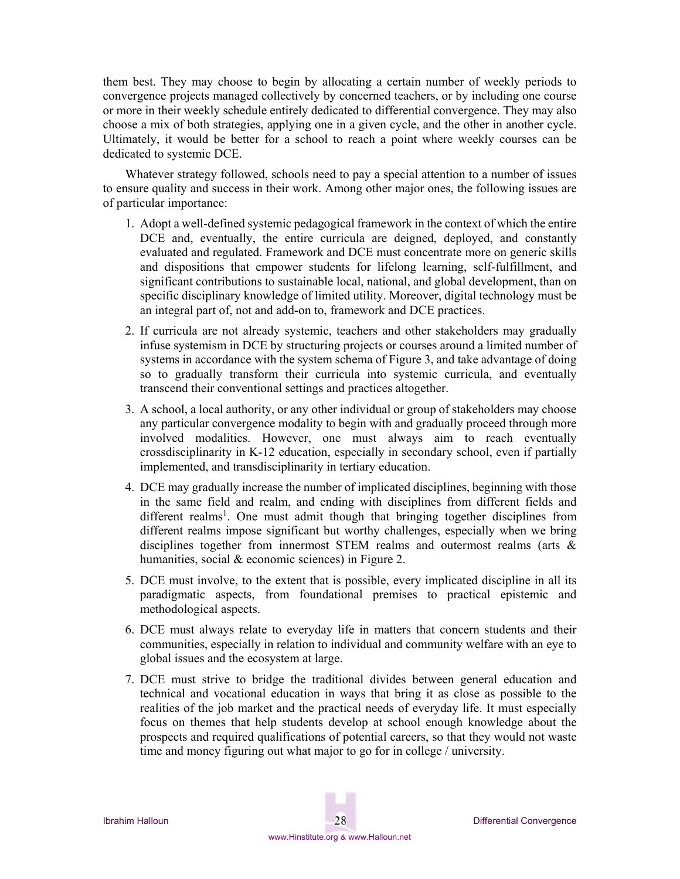them best. They may choose to begin by allocating a certain number of weekly periods to convergence projects managed collectively by concerned teachers, or by including one course or more in their weekly schedule entirely dedicated to differential convergence. They may also choose a mix of both strategies, applying one in a given cycle, and the other in another cycle. Ultimately, it would be better for a school to reach a point where weekly courses can be dedicated to systemic DCE.

Whatever strategy followed, schools need to pay a special attention to a number of issues to ensure quality and success in their work. Among other major ones, the following issues are of particular importance:

1. Adopt a well-defined systemic pedagogical framework in the context of which the entire DCE and, eventually, the entire curricula are deigned, deployed, and constantly evaluated and regulated. Framework and DCE must concentrate more on generic skills and dispositions that empower students for lifelong learning, self-fulfillment, and significant contributions to sustainable local, national, and global development, than on specific disciplinary knowledge of limited utility. Moreover, digital technology must be an integral part of, not and add-on to, framework and DCE practices.
2. If curricula are not already systemic, teachers and other stakeholders may gradually infuse systemism in DCE by structuring projects or courses around a limited number of systems in accordance with the system schema of Figure 3, and take advantage of doing so to gradually transform their curricula into systemic curricula, and eventually transcend their conventional settings and practices altogether.
3. A school, a local authority, or any other individual or group of stakeholders may choose any particular convergence modality to begin with and gradually proceed through more involved modalities. However, one must always aim to reach eventually crossdisciplinarity in K-12 education, especially in secondary school, even if partially implemented, and transdisciplinarity in tertiary education.
4. DCE may gradually increase the number of implicated disciplines, beginning with those in the same field and realm, and ending with disciplines from different fields and different realms[1]. One must admit though that bringing together disciplines from different realms impose significant but worthy challenges, especially when we bring disciplines together from innermost STEM realms and outermost realms (arts & humanities, social & economic sciences) in Figure 2.
5. DCE must involve, to the extent that is possible, every implicated discipline in all its paradigmatic aspects, from foundational premises to practical epistemic and methodological aspects.
6. DCE must always relate to everyday life in matters that concern students and their communities, especially in relation to individual and community welfare with an eye to global issues and the ecosystem at large.
7. DCE must strive to bridge the traditional divides between general education and technical and vocational education in ways that bring it as close as possible to the realities of the job market and the practical needs of everyday life. It must especially focus on themes that help students develop at school enough knowledge about the prospects and required qualifications of potential careers, so that they would not waste time and money figuring out what major to go for in college / university.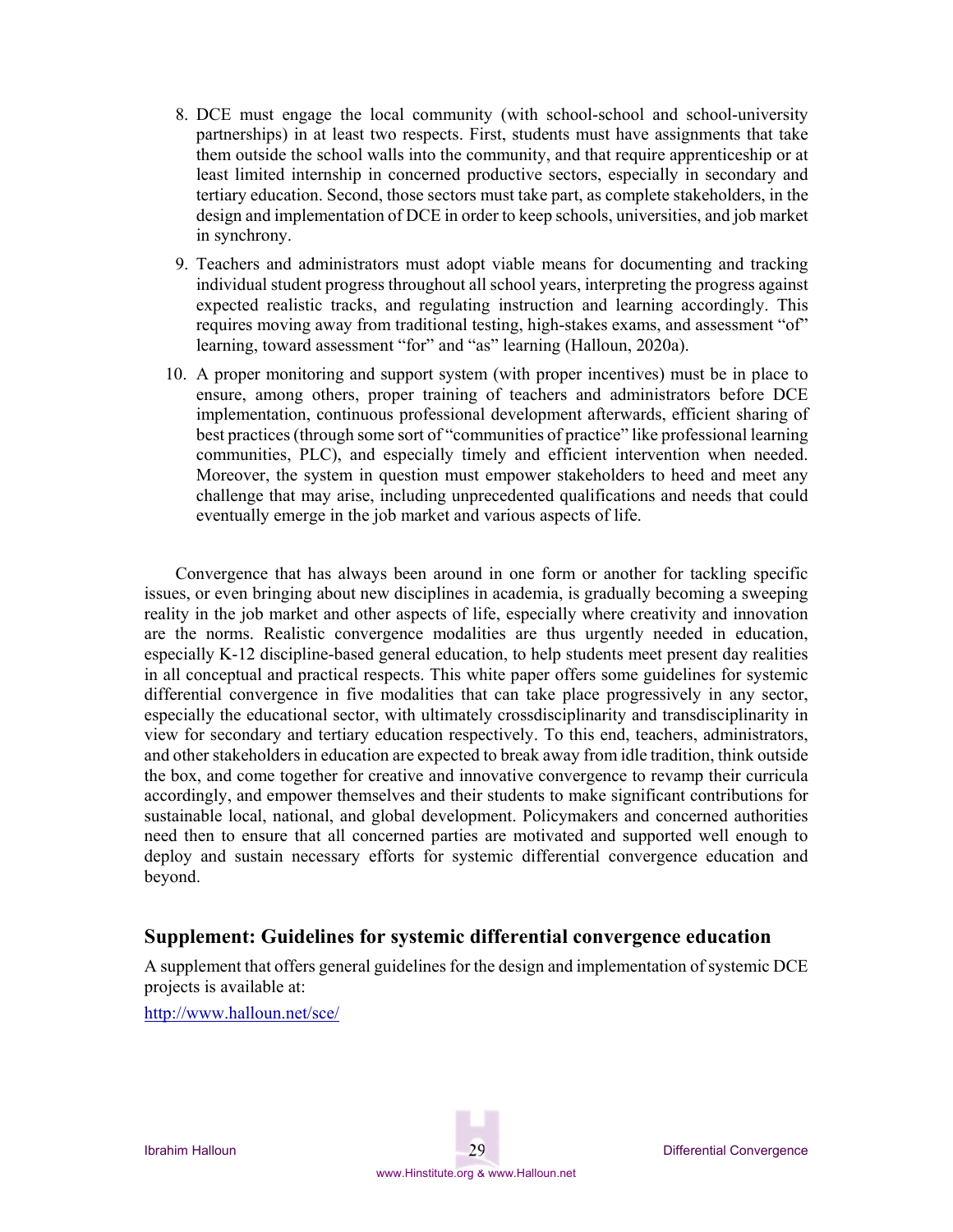8. DCE must engage the local community (with school-school and school-university partnerships) in at least two respects. First, students must have assignments that take them outside the school walls into the community, and that require apprenticeship or at least limited internship in concerned productive sectors, especially in secondary and tertiary education. Second, those sectors must take part, as complete stakeholders, in the design and implementation of DCE in order to keep schools, universities, and job market in synchrony.
9. Teachers and administrators must adopt viable means for documenting and tracking individual student progress throughout all school years, interpreting the progress against expected realistic tracks, and regulating instruction and learning accordingly. This requires moving away from traditional testing, high-stakes exams, and assessment "of" learning, toward assessment "for" and "as" learning (Halloun, 2020a).
10. A proper monitoring and support system (with proper incentives) must be in place to ensure, among others, proper training of teachers and administrators before DCE implementation, continuous professional development afterwards, efficient sharing of best practices (through some sort of "communities of practice" like professional learning communities, PLC), and especially timely and efficient intervention when needed. Moreover, the system in question must empower stakeholders to heed and meet any challenge that may arise, including unprecedented qualifications and needs that could eventually emerge in the job market and various aspects of life.

Convergence that has always been around in one form or another for tackling specific issues, or even bringing about new disciplines in academia, is gradually becoming a sweeping reality in the job market and other aspects of life, especially where creativity and innovation are the norms. Realistic convergence modalities are thus urgently needed in education, especially K-12 discipline-based general education, to help students meet present day realities in all conceptual and practical respects. This white paper offers some guidelines for systemic differential convergence in five modalities that can take place progressively in any sector, especially the educational sector, with ultimately crossdisciplinarity and transdisciplinarity in view for secondary and tertiary education respectively. To this end, teachers, administrators, and other stakeholders in education are expected to break away from idle tradition, think outside the box, and come together for creative and innovative convergence to revamp their curricula accordingly, and empower themselves and their students to make significant contributions for sustainable local, national, and global development. Policymakers and concerned authorities need then to ensure that all concerned parties are motivated and supported well enough to deploy and sustain necessary efforts for systemic differential convergence education and beyond.

## Supplement: Guidelines for systemic differential convergence education

A supplement that offers general guidelines for the design and implementation of systemic DCE projects is available at:

http://www.halloun.net/sce/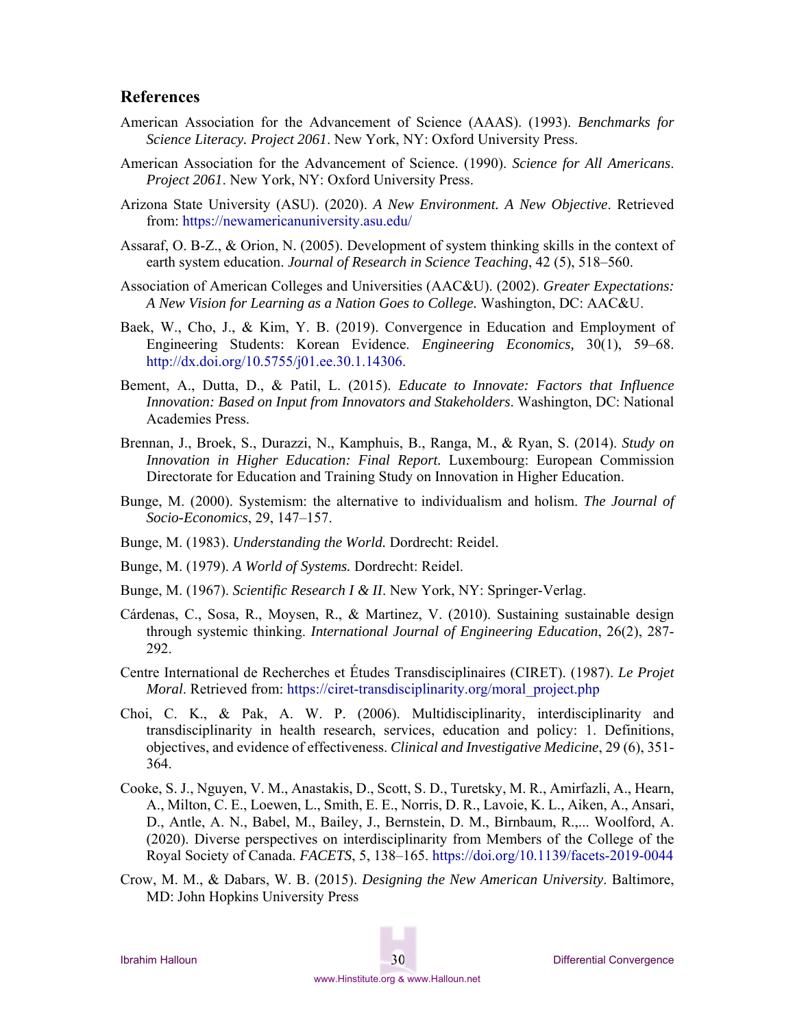## References

American Association for the Advancement of Science (AAAS). (1993). *Benchmarks for Science Literacy. Project 2061*. New York, NY: Oxford University Press.

American Association for the Advancement of Science. (1990). *Science for All Americans. Project 2061*. New York, NY: Oxford University Press.

Arizona State University (ASU). (2020). *A New Environment. A New Objective*. Retrieved from: https://newamericanuniversity.asu.edu/

Assaraf, O. B-Z., & Orion, N. (2005). Development of system thinking skills in the context of earth system education. *Journal of Research in Science Teaching*, 42 (5), 518–560.

Association of American Colleges and Universities (AAC&U). (2002). *Greater Expectations: A New Vision for Learning as a Nation Goes to College.* Washington, DC: AAC&U.

Baek, W., Cho, J., & Kim, Y. B. (2019). Convergence in Education and Employment of Engineering Students: Korean Evidence. *Engineering Economics,* 30(1), 59–68. http://dx.doi.org/10.5755/j01.ee.30.1.14306.

Bement, A., Dutta, D., & Patil, L. (2015). *Educate to Innovate: Factors that Influence Innovation: Based on Input from Innovators and Stakeholders*. Washington, DC: National Academies Press.

Brennan, J., Broek, S., Durazzi, N., Kamphuis, B., Ranga, M., & Ryan, S. (2014). *Study on Innovation in Higher Education: Final Report.* Luxembourg: European Commission Directorate for Education and Training Study on Innovation in Higher Education.

Bunge, M. (2000). Systemism: the alternative to individualism and holism. *The Journal of Socio-Economics*, 29, 147–157.

Bunge, M. (1983). *Understanding the World.* Dordrecht: Reidel.

Bunge, M. (1979). *A World of Systems.* Dordrecht: Reidel.

Bunge, M. (1967). *Scientific Research I & II*. New York, NY: Springer-Verlag.

Cárdenas, C., Sosa, R., Moysen, R., & Martinez, V. (2010). Sustaining sustainable design through systemic thinking. *International Journal of Engineering Education*, 26(2), 287-292.

Centre International de Recherches et Études Transdisciplinaires (CIRET). (1987). *Le Projet Moral*. Retrieved from: https://ciret-transdisciplinarity.org/moral_project.php

Choi, C. K., & Pak, A. W. P. (2006). Multidisciplinarity, interdisciplinarity and transdisciplinarity in health research, services, education and policy: 1. Definitions, objectives, and evidence of effectiveness. *Clinical and Investigative Medicine*, 29 (6), 351-364.

Cooke, S. J., Nguyen, V. M., Anastakis, D., Scott, S. D., Turetsky, M. R., Amirfazli, A., Hearn, A., Milton, C. E., Loewen, L., Smith, E. E., Norris, D. R., Lavoie, K. L., Aiken, A., Ansari, D., Antle, A. N., Babel, M., Bailey, J., Bernstein, D. M., Birnbaum, R.,... Woolford, A. (2020). Diverse perspectives on interdisciplinarity from Members of the College of the Royal Society of Canada. *FACETS*, 5, 138–165. https://doi.org/10.1139/facets-2019-0044

Crow, M. M., & Dabars, W. B. (2015). *Designing the New American University*. Baltimore, MD: John Hopkins University Press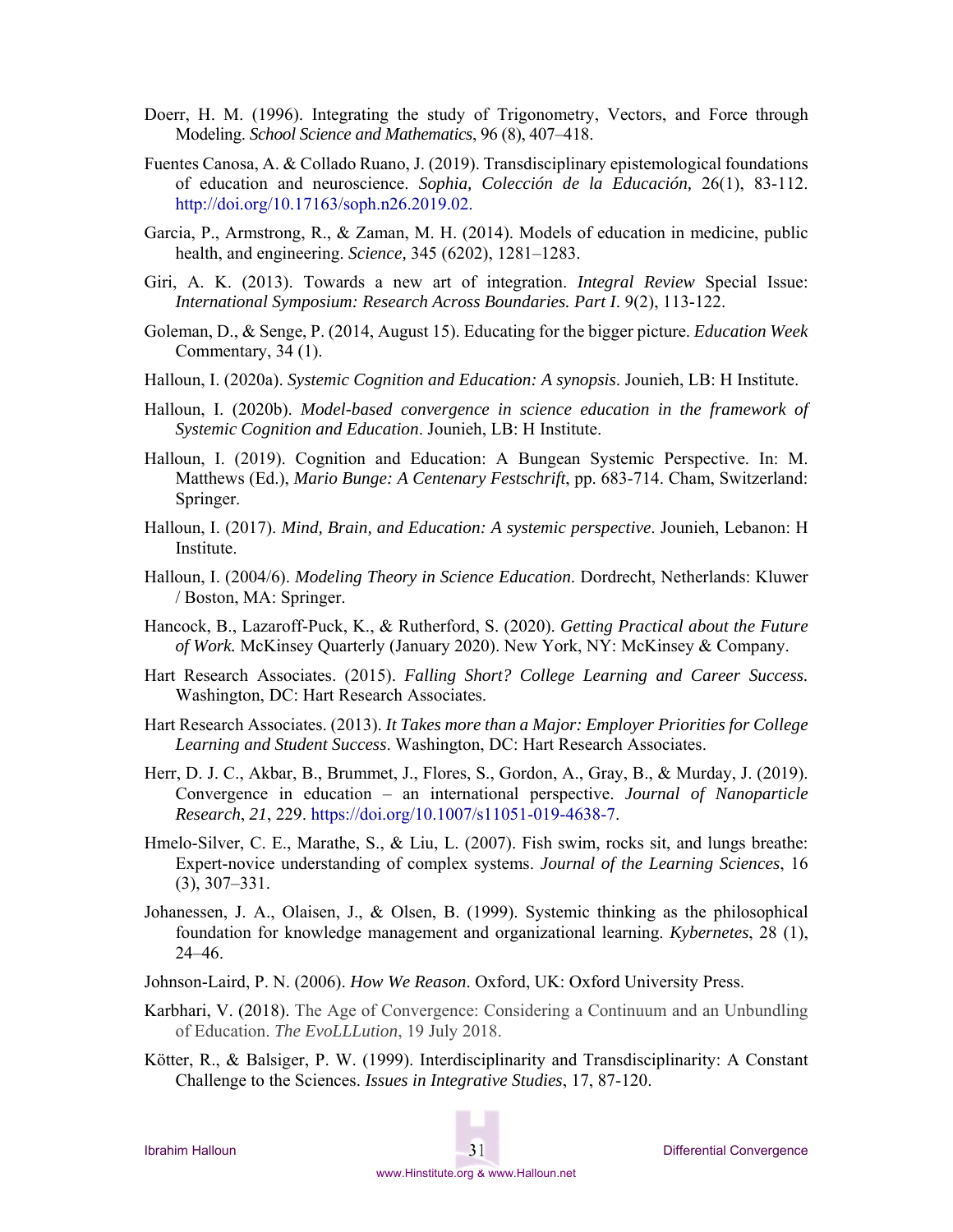Doerr, H. M. (1996). Integrating the study of Trigonometry, Vectors, and Force through Modeling. *School Science and Mathematics*, 96 (8), 407–418.

Fuentes Canosa, A. & Collado Ruano, J. (2019). Transdisciplinary epistemological foundations of education and neuroscience. *Sophia, Colección de la Educación,* 26(1), 83-112. http://doi.org/10.17163/soph.n26.2019.02.

Garcia, P., Armstrong, R., & Zaman, M. H. (2014). Models of education in medicine, public health, and engineering. *Science,* 345 (6202), 1281–1283.

Giri, A. K. (2013). Towards a new art of integration. *Integral Review* Special Issue: *International Symposium: Research Across Boundaries. Part I*. 9(2), 113-122.

Goleman, D., & Senge, P. (2014, August 15). Educating for the bigger picture. *Education Week* Commentary, 34 (1).

Halloun, I. (2020a). *Systemic Cognition and Education: A synopsis*. Jounieh, LB: H Institute.

Halloun, I. (2020b). *Model-based convergence in science education in the framework of Systemic Cognition and Education*. Jounieh, LB: H Institute.

Halloun, I. (2019). Cognition and Education: A Bungean Systemic Perspective. In: M. Matthews (Ed.), *Mario Bunge: A Centenary Festschrift*, pp. 683-714. Cham, Switzerland: Springer.

Halloun, I. (2017). *Mind, Brain, and Education: A systemic perspective*. Jounieh, Lebanon: H Institute.

Halloun, I. (2004/6). *Modeling Theory in Science Education*. Dordrecht, Netherlands: Kluwer / Boston, MA: Springer.

Hancock, B., Lazaroff-Puck, K., & Rutherford, S. (2020). *Getting Practical about the Future of Work.* McKinsey Quarterly (January 2020). New York, NY: McKinsey & Company.

Hart Research Associates. (2015). *Falling Short? College Learning and Career Success*. Washington, DC: Hart Research Associates.

Hart Research Associates. (2013). *It Takes more than a Major: Employer Priorities for College Learning and Student Success*. Washington, DC: Hart Research Associates.

Herr, D. J. C., Akbar, B., Brummet, J., Flores, S., Gordon, A., Gray, B., & Murday, J. (2019). Convergence in education – an international perspective. *Journal of Nanoparticle Research*, *21*, 229. https://doi.org/10.1007/s11051-019-4638-7.

Hmelo-Silver, C. E., Marathe, S., & Liu, L. (2007). Fish swim, rocks sit, and lungs breathe: Expert-novice understanding of complex systems. *Journal of the Learning Sciences*, 16 (3), 307–331.

Johanessen, J. A., Olaisen, J., & Olsen, B. (1999). Systemic thinking as the philosophical foundation for knowledge management and organizational learning. *Kybernetes*, 28 (1), 24–46.

Johnson-Laird, P. N. (2006). *How We Reason*. Oxford, UK: Oxford University Press.

Karbhari, V. (2018). The Age of Convergence: Considering a Continuum and an Unbundling of Education. *The EvoLLLution*, 19 July 2018.

Kötter, R., & Balsiger, P. W. (1999). Interdisciplinarity and Transdisciplinarity: A Constant Challenge to the Sciences. *Issues in Integrative Studies*, 17, 87-120.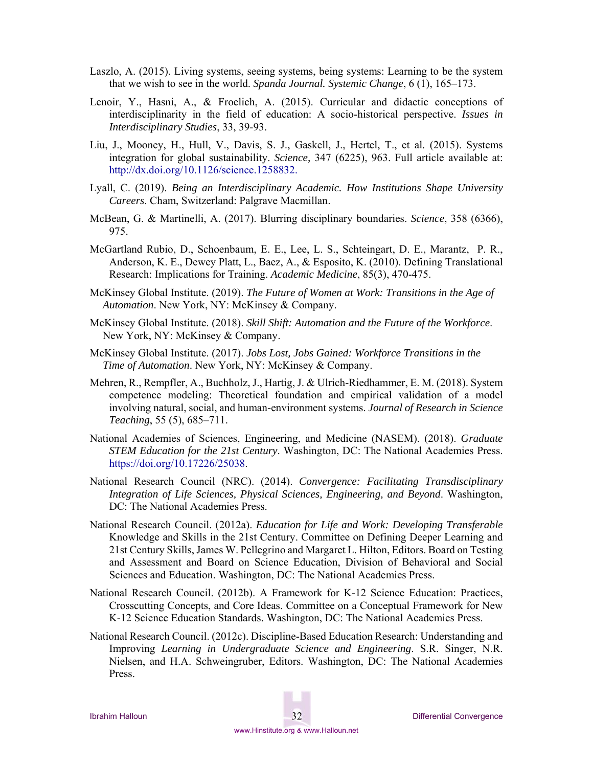Laszlo, A. (2015). Living systems, seeing systems, being systems: Learning to be the system that we wish to see in the world. *Spanda Journal. Systemic Change*, 6 (1), 165–173.

Lenoir, Y., Hasni, A., & Froelich, A. (2015). Curricular and didactic conceptions of interdisciplinarity in the field of education: A socio-historical perspective. *Issues in Interdisciplinary Studies*, 33, 39-93.

Liu, J., Mooney, H., Hull, V., Davis, S. J., Gaskell, J., Hertel, T., et al. (2015). Systems integration for global sustainability. *Science,* 347 (6225), 963. Full article available at: http://dx.doi.org/10.1126/science.1258832.

Lyall, C. (2019). *Being an Interdisciplinary Academic. How Institutions Shape University Careers*. Cham, Switzerland: Palgrave Macmillan.

McBean, G. & Martinelli, A. (2017). Blurring disciplinary boundaries. *Science*, 358 (6366), 975.

McGartland Rubio, D., Schoenbaum, E. E., Lee, L. S., Schteingart, D. E., Marantz, P. R., Anderson, K. E., Dewey Platt, L., Baez, A., & Esposito, K. (2010). Defining Translational Research: Implications for Training. *Academic Medicine*, 85(3), 470-475.

McKinsey Global Institute. (2019). *The Future of Women at Work: Transitions in the Age of Automation*. New York, NY: McKinsey & Company.

McKinsey Global Institute. (2018). *Skill Shift: Automation and the Future of the Workforce*. New York, NY: McKinsey & Company.

McKinsey Global Institute. (2017). *Jobs Lost, Jobs Gained: Workforce Transitions in the Time of Automation*. New York, NY: McKinsey & Company.

Mehren, R., Rempfler, A., Buchholz, J., Hartig, J. & Ulrich-Riedhammer, E. M. (2018). System competence modeling: Theoretical foundation and empirical validation of a model involving natural, social, and human-environment systems. *Journal of Research in Science Teaching*, 55 (5), 685–711.

National Academies of Sciences, Engineering, and Medicine (NASEM). (2018). *Graduate STEM Education for the 21st Century*. Washington, DC: The National Academies Press. https://doi.org/10.17226/25038.

National Research Council (NRC). (2014). *Convergence: Facilitating Transdisciplinary Integration of Life Sciences, Physical Sciences, Engineering, and Beyond*. Washington, DC: The National Academies Press.

National Research Council. (2012a). *Education for Life and Work: Developing Transferable* Knowledge and Skills in the 21st Century. Committee on Defining Deeper Learning and 21st Century Skills, James W. Pellegrino and Margaret L. Hilton, Editors. Board on Testing and Assessment and Board on Science Education, Division of Behavioral and Social Sciences and Education. Washington, DC: The National Academies Press.

National Research Council. (2012b). A Framework for K-12 Science Education: Practices, Crosscutting Concepts, and Core Ideas. Committee on a Conceptual Framework for New K-12 Science Education Standards. Washington, DC: The National Academies Press.

National Research Council. (2012c). Discipline-Based Education Research: Understanding and Improving *Learning in Undergraduate Science and Engineering*. S.R. Singer, N.R. Nielsen, and H.A. Schweingruber, Editors. Washington, DC: The National Academies Press.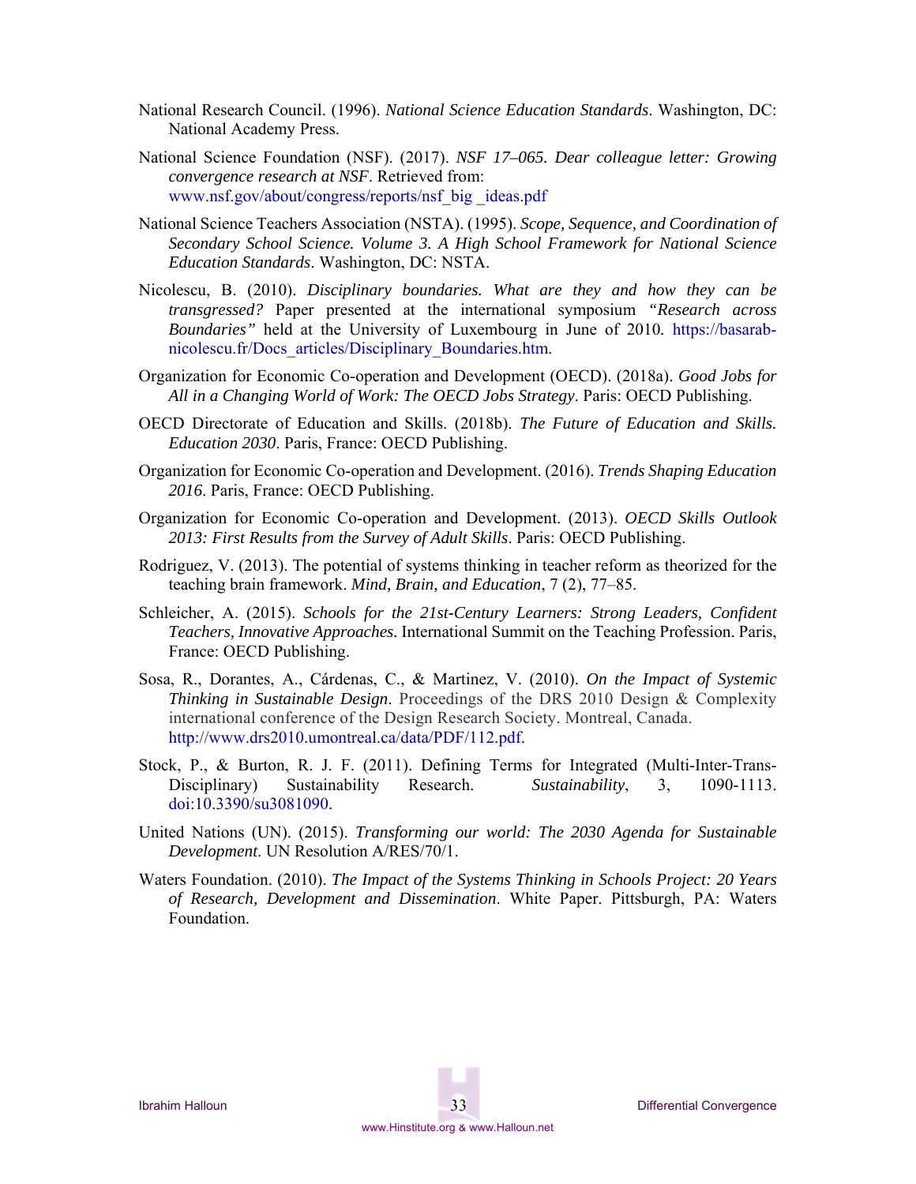National Research Council. (1996). *National Science Education Standards*. Washington, DC: National Academy Press.

National Science Foundation (NSF). (2017). *NSF 17–065. Dear colleague letter: Growing convergence research at NSF*. Retrieved from: www.nsf.gov/about/congress/reports/nsf_big _ideas.pdf

National Science Teachers Association (NSTA). (1995). *Scope, Sequence, and Coordination of Secondary School Science. Volume 3. A High School Framework for National Science Education Standards*. Washington, DC: NSTA.

Nicolescu, B. (2010). *Disciplinary boundaries. What are they and how they can be transgressed?* Paper presented at the international symposium *"Research across Boundaries"* held at the University of Luxembourg in June of 2010. https://basarab-nicolescu.fr/Docs_articles/Disciplinary_Boundaries.htm.

Organization for Economic Co-operation and Development (OECD). (2018a). *Good Jobs for All in a Changing World of Work: The OECD Jobs Strategy*. Paris: OECD Publishing.

OECD Directorate of Education and Skills. (2018b). *The Future of Education and Skills. Education 2030*. Paris, France: OECD Publishing.

Organization for Economic Co-operation and Development. (2016). *Trends Shaping Education 2016*. Paris, France: OECD Publishing.

Organization for Economic Co-operation and Development. (2013). *OECD Skills Outlook 2013: First Results from the Survey of Adult Skills*. Paris: OECD Publishing.

Rodriguez, V. (2013). The potential of systems thinking in teacher reform as theorized for the teaching brain framework. *Mind, Brain, and Education*, 7 (2), 77–85.

Schleicher, A. (2015). *Schools for the 21st-Century Learners: Strong Leaders, Confident Teachers, Innovative Approaches*. International Summit on the Teaching Profession. Paris, France: OECD Publishing.

Sosa, R., Dorantes, A., Cárdenas, C., & Martinez, V. (2010). *On the Impact of Systemic Thinking in Sustainable Design*. Proceedings of the DRS 2010 Design & Complexity international conference of the Design Research Society. Montreal, Canada. http://www.drs2010.umontreal.ca/data/PDF/112.pdf.

Stock, P., & Burton, R. J. F. (2011). Defining Terms for Integrated (Multi-Inter-Trans-Disciplinary) Sustainability Research. *Sustainability*, 3, 1090-1113. doi:10.3390/su3081090.

United Nations (UN). (2015). *Transforming our world: The 2030 Agenda for Sustainable Development*. UN Resolution A/RES/70/1.

Waters Foundation. (2010). *The Impact of the Systems Thinking in Schools Project: 20 Years of Research, Development and Dissemination*. White Paper. Pittsburgh, PA: Waters Foundation.